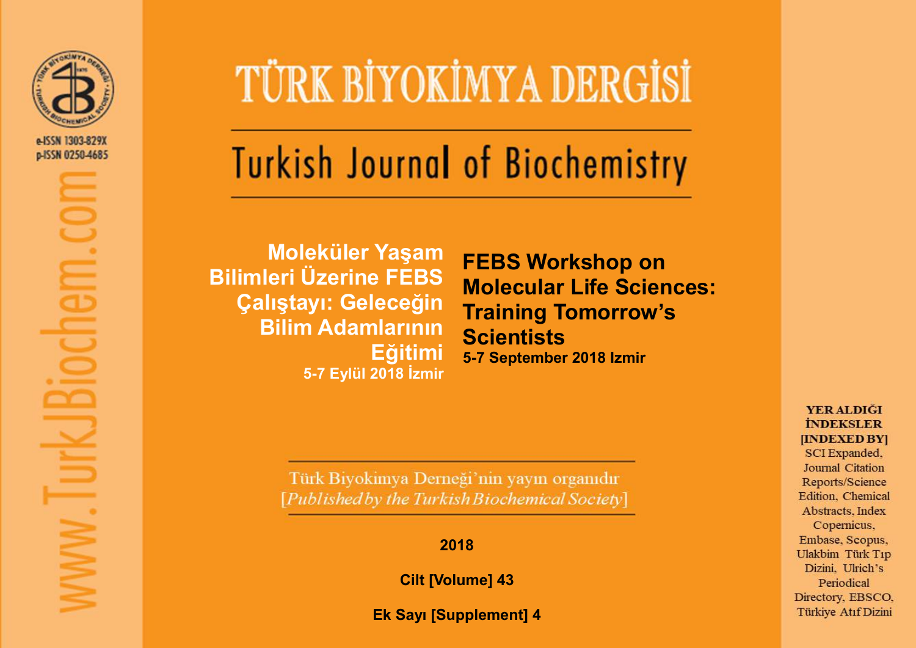e-ISSN 1303-829X
p-ISSN 0250-4685

www.TurkJBiochem.com

# TÜRK BİYOKİMYA DERGİSİ

# Turkish Journal of Biochemistry

**Moleküler Yaşam Bilimleri Üzerine FEBS Çalıştayı: Geleceğin Bilim Adamlarının Eğitimi**
**5-7 Eylül 2018 İzmir**

**FEBS Workshop on Molecular Life Sciences: Training Tomorrow's Scientists**
**5-7 September 2018 Izmir**

Türk Biyokimya Derneği'nin yayın organıdır
[*Published by the Turkish Biochemical Society*]

**2018**

**Cilt [Volume] 43**

**Ek Sayı [Supplement] 4**

**YER ALDIĞI İNDEKSLER [INDEXED BY]**
SCI Expanded, Journal Citation Reports/Science Edition, Chemical Abstracts, Index Copernicus, Embase, Scopus, Ulakbim Türk Tıp Dizini, Ulrich's Periodical Directory, EBSCO, Türkiye Atıf Dizini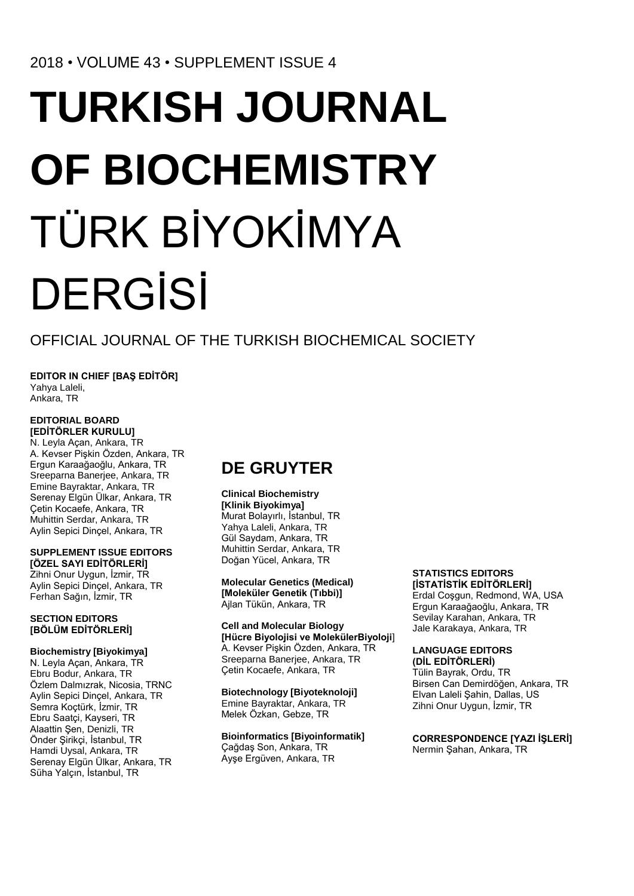2018 • VOLUME 43 • SUPPLEMENT ISSUE 4

# TURKISH JOURNAL OF BIOCHEMISTRY

# TÜRK BİYOKİMYA DERGİSİ

OFFICIAL JOURNAL OF THE TURKISH BIOCHEMICAL SOCIETY

**EDITOR IN CHIEF [BAŞ EDİTÖR]**
Yahya Laleli,
Ankara, TR

**EDITORIAL BOARD [EDİTÖRLER KURULU]**
N. Leyla Açan, Ankara, TR
A. Kevser Pişkin Özden, Ankara, TR
Ergun Karaağaoğlu, Ankara, TR
Sreeparna Banerjee, Ankara, TR
Emine Bayraktar, Ankara, TR
Serenay Elgün Ülkar, Ankara, TR
Çetin Kocaefe, Ankara, TR
Muhittin Serdar, Ankara, TR
Aylin Sepici Dinçel, Ankara, TR

**SUPPLEMENT ISSUE EDITORS [ÖZEL SAYI EDİTÖRLERİ]**
Zihni Onur Uygun, İzmir, TR
Aylin Sepici Dinçel, Ankara, TR
Ferhan Sağın, İzmir, TR

**SECTION EDITORS [BÖLÜM EDİTÖRLERİ]**

**Biochemistry [Biyokimya]**
N. Leyla Açan, Ankara, TR
Ebru Bodur, Ankara, TR
Özlem Dalmızrak, Nicosia, TRNC
Aylin Sepici Dinçel, Ankara, TR
Semra Koçtürk, İzmir, TR
Ebru Saatçi, Kayseri, TR
Alaattin Şen, Denizli, TR
Önder Şirikçi, İstanbul, TR
Hamdi Uysal, Ankara, TR
Serenay Elgün Ülkar, Ankara, TR
Süha Yalçın, İstanbul, TR

## DE GRUYTER

**Clinical Biochemistry [Klinik Biyokimya]**
Murat Bolayırlı, İstanbul, TR
Yahya Laleli, Ankara, TR
Gül Saydam, Ankara, TR
Muhittin Serdar, Ankara, TR
Doğan Yücel, Ankara, TR

**Molecular Genetics (Medical) [Moleküler Genetik (Tıbbi)]**
Ajlan Tükün, Ankara, TR

**Cell and Molecular Biology [Hücre Biyolojisi ve MolekülerBiyoloji]**
A. Kevser Pişkin Özden, Ankara, TR
Sreeparna Banerjee, Ankara, TR
Çetin Kocaefe, Ankara, TR

**Biotechnology [Biyoteknoloji]**
Emine Bayraktar, Ankara, TR
Melek Özkan, Gebze, TR

**Bioinformatics [Biyoinformatik]**
Çağdaş Son, Ankara, TR
Ayşe Ergüven, Ankara, TR

**STATISTICS EDITORS [İSTATİSTİK EDİTÖRLERİ]**
Erdal Coşgun, Redmond, WA, USA
Ergun Karaağaoğlu, Ankara, TR
Sevilay Karahan, Ankara, TR
Jale Karakaya, Ankara, TR

**LANGUAGE EDITORS (DİL EDİTÖRLERİ)**
Tülin Bayrak, Ordu, TR
Birsen Can Demirdöğen, Ankara, TR
Elvan Laleli Şahin, Dallas, US
Zihni Onur Uygun, İzmir, TR

**CORRESPONDENCE [YAZI İŞLERİ]**
Nermin Şahan, Ankara, TR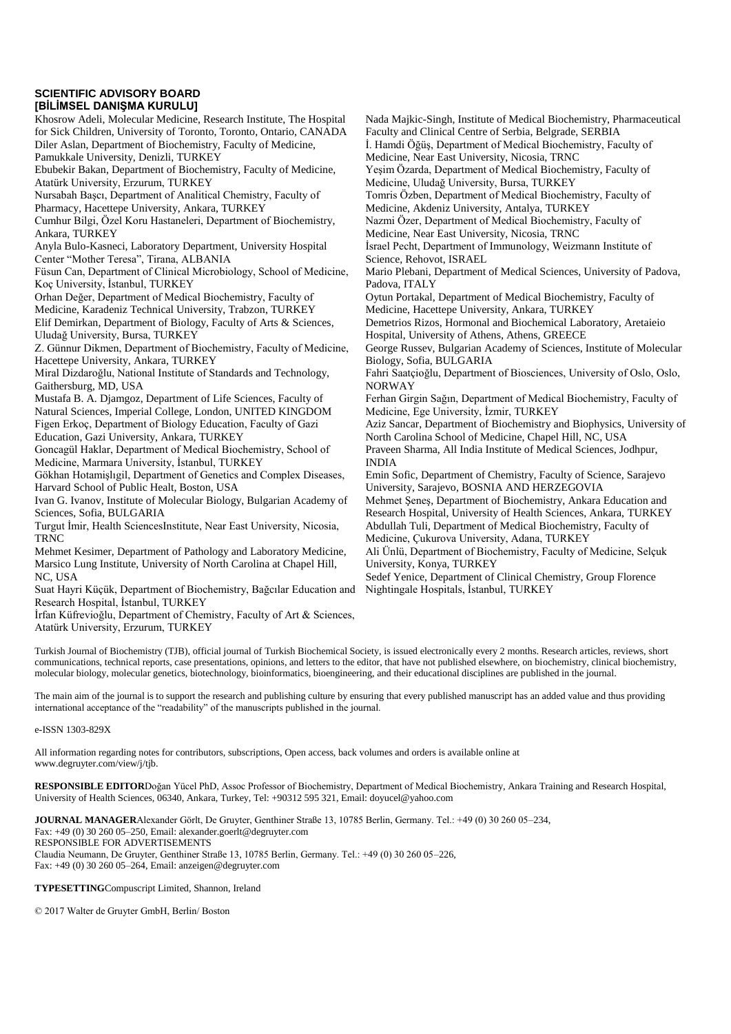## SCIENTIFIC ADVISORY BOARD
## [BİLİMSEL DANIŞMA KURULU]

Khosrow Adeli, Molecular Medicine, Research Institute, The Hospital for Sick Children, University of Toronto, Toronto, Ontario, CANADA
Diler Aslan, Department of Biochemistry, Faculty of Medicine, Pamukkale University, Denizli, TURKEY
Ebubekir Bakan, Department of Biochemistry, Faculty of Medicine, Atatürk University, Erzurum, TURKEY
Nursabah Başçı, Department of Analitical Chemistry, Faculty of Pharmacy, Hacettepe University, Ankara, TURKEY
Cumhur Bilgi, Özel Koru Hastaneleri, Department of Biochemistry, Ankara, TURKEY
Anyla Bulo-Kasneci, Laboratory Department, University Hospital Center "Mother Teresa", Tirana, ALBANIA
Füsun Can, Department of Clinical Microbiology, School of Medicine, Koç University, İstanbul, TURKEY
Orhan Değer, Department of Medical Biochemistry, Faculty of Medicine, Karadeniz Technical University, Trabzon, TURKEY
Elif Demirkan, Department of Biology, Faculty of Arts & Sciences, Uludağ University, Bursa, TURKEY
Z. Günnur Dikmen, Department of Biochemistry, Faculty of Medicine, Hacettepe University, Ankara, TURKEY
Miral Dizdaroğlu, National Institute of Standards and Technology, Gaithersburg, MD, USA
Mustafa B. A. Djamgoz, Department of Life Sciences, Faculty of Natural Sciences, Imperial College, London, UNITED KINGDOM
Figen Erkoç, Department of Biology Education, Faculty of Gazi Education, Gazi University, Ankara, TURKEY
Goncagül Haklar, Department of Medical Biochemistry, School of Medicine, Marmara University, İstanbul, TURKEY
Gökhan Hotamışlıgil, Department of Genetics and Complex Diseases, Harvard School of Public Healt, Boston, USA
Ivan G. Ivanov, Institute of Molecular Biology, Bulgarian Academy of Sciences, Sofia, BULGARIA
Turgut İmir, Health SciencesInstitute, Near East University, Nicosia, TRNC
Mehmet Kesimer, Department of Pathology and Laboratory Medicine, Marsico Lung Institute, University of North Carolina at Chapel Hill, NC, USA
Suat Hayri Küçük, Department of Biochemistry, Bağcılar Education and Research Hospital, İstanbul, TURKEY
İrfan Küfrevioğlu, Department of Chemistry, Faculty of Art & Sciences, Atatürk University, Erzurum, TURKEY
Nada Majkic-Singh, Institute of Medical Biochemistry, Pharmaceutical Faculty and Clinical Centre of Serbia, Belgrade, SERBIA
İ. Hamdi Öğüş, Department of Medical Biochemistry, Faculty of Medicine, Near East University, Nicosia, TRNC
Yeşim Özarda, Department of Medical Biochemistry, Faculty of Medicine, Uludağ University, Bursa, TURKEY
Tomris Özben, Department of Medical Biochemistry, Faculty of Medicine, Akdeniz University, Antalya, TURKEY
Nazmi Özer, Department of Medical Biochemistry, Faculty of Medicine, Near East University, Nicosia, TRNC
İsrael Pecht, Department of Immunology, Weizmann Institute of Science, Rehovot, ISRAEL
Mario Plebani, Department of Medical Sciences, University of Padova, Padova, ITALY
Oytun Portakal, Department of Medical Biochemistry, Faculty of Medicine, Hacettepe University, Ankara, TURKEY
Demetrios Rizos, Hormonal and Biochemical Laboratory, Aretaieio Hospital, University of Athens, Athens, GREECE
George Russev, Bulgarian Academy of Sciences, Institute of Molecular Biology, Sofia, BULGARIA
Fahri Saatçioğlu, Department of Biosciences, University of Oslo, Oslo, NORWAY
Ferhan Girgin Sağın, Department of Medical Biochemistry, Faculty of Medicine, Ege University, İzmir, TURKEY
Aziz Sancar, Department of Biochemistry and Biophysics, University of North Carolina School of Medicine, Chapel Hill, NC, USA
Praveen Sharma, All India Institute of Medical Sciences, Jodhpur, INDIA
Emin Sofic, Department of Chemistry, Faculty of Science, Sarajevo University, Sarajevo, BOSNIA AND HERZEGOVIA
Mehmet Şeneş, Department of Biochemistry, Ankara Education and Research Hospital, University of Health Sciences, Ankara, TURKEY
Abdullah Tuli, Department of Medical Biochemistry, Faculty of Medicine, Çukurova University, Adana, TURKEY
Ali Ünlü, Department of Biochemistry, Faculty of Medicine, Selçuk University, Konya, TURKEY
Sedef Yenice, Department of Clinical Chemistry, Group Florence Nightingale Hospitals, İstanbul, TURKEY

Turkish Journal of Biochemistry (TJB), official journal of Turkish Biochemical Society, is issued electronically every 2 months. Research articles, reviews, short communications, technical reports, case presentations, opinions, and letters to the editor, that have not published elsewhere, on biochemistry, clinical biochemistry, molecular biology, molecular genetics, biotechnology, bioinformatics, bioengineering, and their educational disciplines are published in the journal.

The main aim of the journal is to support the research and publishing culture by ensuring that every published manuscript has an added value and thus providing international acceptance of the "readability" of the manuscripts published in the journal.

e-ISSN 1303-829X

All information regarding notes for contributors, subscriptions, Open access, back volumes and orders is available online at www.degruyter.com/view/j/tjb.

**RESPONSIBLE EDITOR**Doğan Yücel PhD, Assoc Professor of Biochemistry, Department of Medical Biochemistry, Ankara Training and Research Hospital, University of Health Sciences, 06340, Ankara, Turkey, Tel: +90312 595 321, Email: doyucel@yahoo.com

**JOURNAL MANAGER**Alexander Görlt, De Gruyter, Genthiner Straße 13, 10785 Berlin, Germany. Tel.: +49 (0) 30 260 05–234, Fax: +49 (0) 30 260 05–250, Email: alexander.goerlt@degruyter.com
RESPONSIBLE FOR ADVERTISEMENTS
Claudia Neumann, De Gruyter, Genthiner Straße 13, 10785 Berlin, Germany. Tel.: +49 (0) 30 260 05–226, Fax: +49 (0) 30 260 05–264, Email: anzeigen@degruyter.com

**TYPESETTING**Compuscript Limited, Shannon, Ireland

© 2017 Walter de Gruyter GmbH, Berlin/ Boston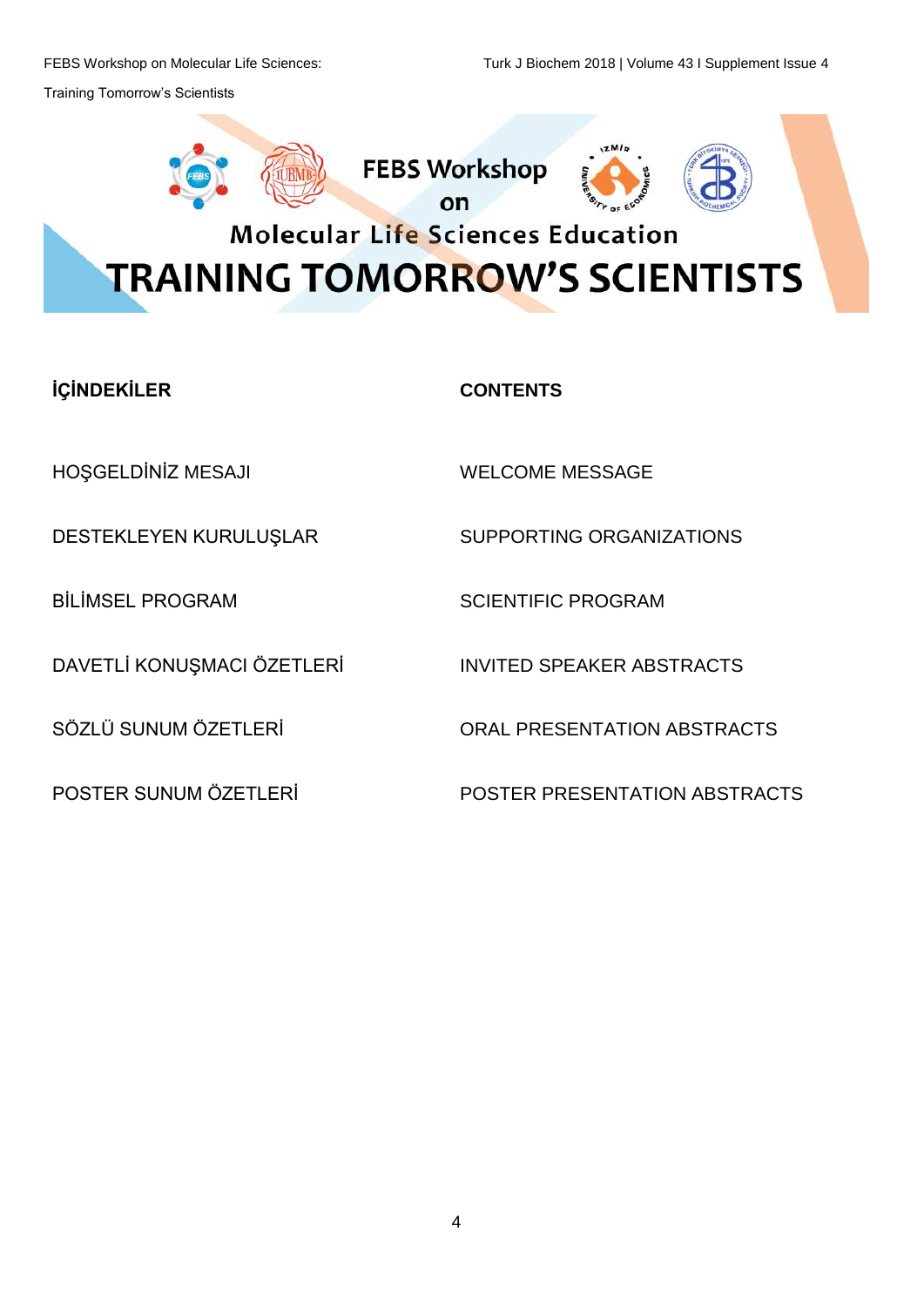# FEBS Workshop on Molecular Life Sciences Education

# TRAINING TOMORROW'S SCIENTISTS

| İÇİNDEKİLER | CONTENTS |
|---|---|
| HOŞGELDİNİZ MESAJI | WELCOME MESSAGE |
| DESTEKLEYEN KURULUŞLAR | SUPPORTING ORGANIZATIONS |
| BİLİMSEL PROGRAM | SCIENTIFIC PROGRAM |
| DAVETLİ KONUŞMACI ÖZETLERİ | INVITED SPEAKER ABSTRACTS |
| SÖZLÜ SUNUM ÖZETLERİ | ORAL PRESENTATION ABSTRACTS |
| POSTER SUNUM ÖZETLERİ | POSTER PRESENTATION ABSTRACTS |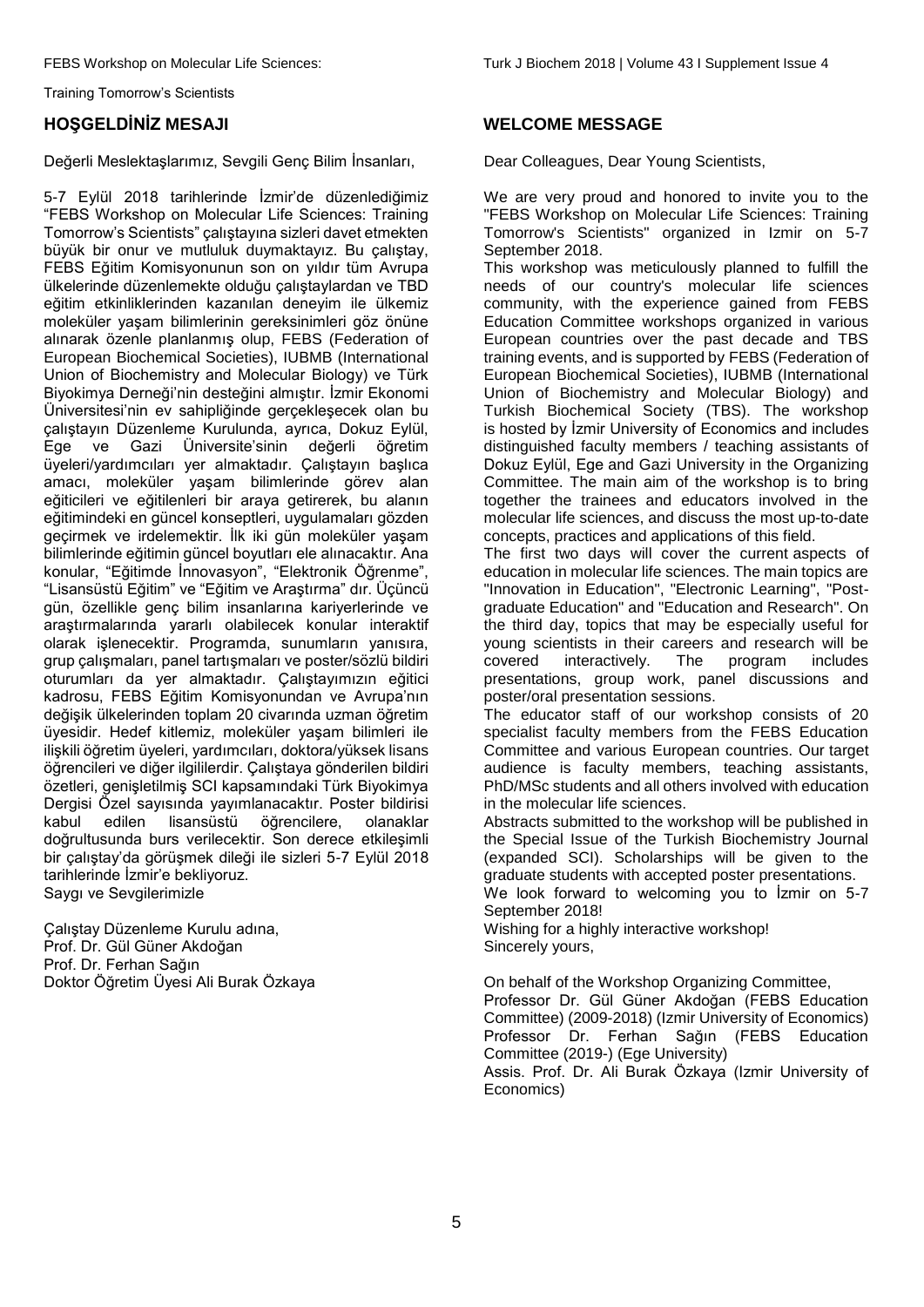## HOŞGELDİNİZ MESAJI

Değerli Meslektaşlarımız, Sevgili Genç Bilim İnsanları,

5-7 Eylül 2018 tarihlerinde İzmir'de düzenlediğimiz "FEBS Workshop on Molecular Life Sciences: Training Tomorrow's Scientists" çalıştayına sizleri davet etmekten büyük bir onur ve mutluluk duymaktayız. Bu çalıştay, FEBS Eğitim Komisyonunun son on yıldır tüm Avrupa ülkelerinde düzenlemekte olduğu çalıştaylardan ve TBD eğitim etkinliklerinden kazanılan deneyim ile ülkemiz moleküler yaşam bilimlerinin gereksinimleri göz önüne alınarak özenle planlanmış olup, FEBS (Federation of European Biochemical Societies), IUBMB (International Union of Biochemistry and Molecular Biology) ve Türk Biyokimya Derneği'nin desteğini almıştır. İzmir Ekonomi Üniversitesi'nin ev sahipliğinde gerçekleşecek olan bu çalıştayın Düzenleme Kurulunda, ayrıca, Dokuz Eylül, Ege ve Gazi Üniversite'sinin değerli öğretim üyeleri/yardımcıları yer almaktadır. Çalıştayın başlıca amacı, moleküler yaşam bilimlerinde görev alan eğiticileri ve eğitilenleri bir araya getirerek, bu alanın eğitimindeki en güncel konseptleri, uygulamaları gözden geçirmek ve irdelemektir. İlk iki gün moleküler yaşam bilimlerinde eğitimin güncel boyutları ele alınacaktır. Ana konular, "Eğitimde İnnovasyon", "Elektronik Öğrenme", "Lisansüstü Eğitim" ve "Eğitim ve Araştırma" dır. Üçüncü gün, özellikle genç bilim insanlarına kariyerlerinde ve araştırmalarında yararlı olabilecek konular interaktif olarak işlenecektir. Programda, sunumların yanısıra, grup çalışmaları, panel tartışmaları ve poster/sözlü bildiri oturumları da yer almaktadır. Çalıştayımızın eğitici kadrosu, FEBS Eğitim Komisyonundan ve Avrupa'nın değişik ülkelerinden toplam 20 civarında uzman öğretim üyesidir. Hedef kitlemiz, moleküler yaşam bilimleri ile ilişkili öğretim üyeleri, yardımcıları, doktora/yüksek lisans öğrencileri ve diğer ilgililerdir. Çalıştaya gönderilen bildiri özetleri, genişletilmiş SCI kapsamındaki Türk Biyokimya Dergisi Özel sayısında yayımlanacaktır. Poster bildirisi kabul edilen lisansüstü öğrencilere, olanaklar doğrultusunda burs verilecektir. Son derece etkileşimli bir çalıştay'da görüşmek dileği ile sizleri 5-7 Eylül 2018 tarihlerinde İzmir'e bekliyoruz.

Saygı ve Sevgilerimizle

Çalıştay Düzenleme Kurulu adına,
Prof. Dr. Gül Güner Akdoğan
Prof. Dr. Ferhan Sağın
Doktor Öğretim Üyesi Ali Burak Özkaya

## WELCOME MESSAGE

Dear Colleagues, Dear Young Scientists,

We are very proud and honored to invite you to the "FEBS Workshop on Molecular Life Sciences: Training Tomorrow's Scientists" organized in Izmir on 5-7 September 2018.

This workshop was meticulously planned to fulfill the needs of our country's molecular life sciences community, with the experience gained from FEBS Education Committee workshops organized in various European countries over the past decade and TBS training events, and is supported by FEBS (Federation of European Biochemical Societies), IUBMB (International Union of Biochemistry and Molecular Biology) and Turkish Biochemical Society (TBS). The workshop is hosted by İzmir University of Economics and includes distinguished faculty members / teaching assistants of Dokuz Eylül, Ege and Gazi University in the Organizing Committee. The main aim of the workshop is to bring together the trainees and educators involved in the molecular life sciences, and discuss the most up-to-date concepts, practices and applications of this field.

The first two days will cover the current aspects of education in molecular life sciences. The main topics are "Innovation in Education", "Electronic Learning", "Post-graduate Education" and "Education and Research". On the third day, topics that may be especially useful for young scientists in their careers and research will be covered interactively. The program includes presentations, group work, panel discussions and poster/oral presentation sessions.

The educator staff of our workshop consists of 20 specialist faculty members from the FEBS Education Committee and various European countries. Our target audience is faculty members, teaching assistants, PhD/MSc students and all others involved with education in the molecular life sciences.

Abstracts submitted to the workshop will be published in the Special Issue of the Turkish Biochemistry Journal (expanded SCI). Scholarships will be given to the graduate students with accepted poster presentations.

We look forward to welcoming you to İzmir on 5-7 September 2018!

Wishing for a highly interactive workshop!

Sincerely yours,

On behalf of the Workshop Organizing Committee,
Professor Dr. Gül Güner Akdoğan (FEBS Education Committee) (2009-2018) (Izmir University of Economics)
Professor Dr. Ferhan Sağın (FEBS Education Committee (2019-) (Ege University)
Assis. Prof. Dr. Ali Burak Özkaya (Izmir University of Economics)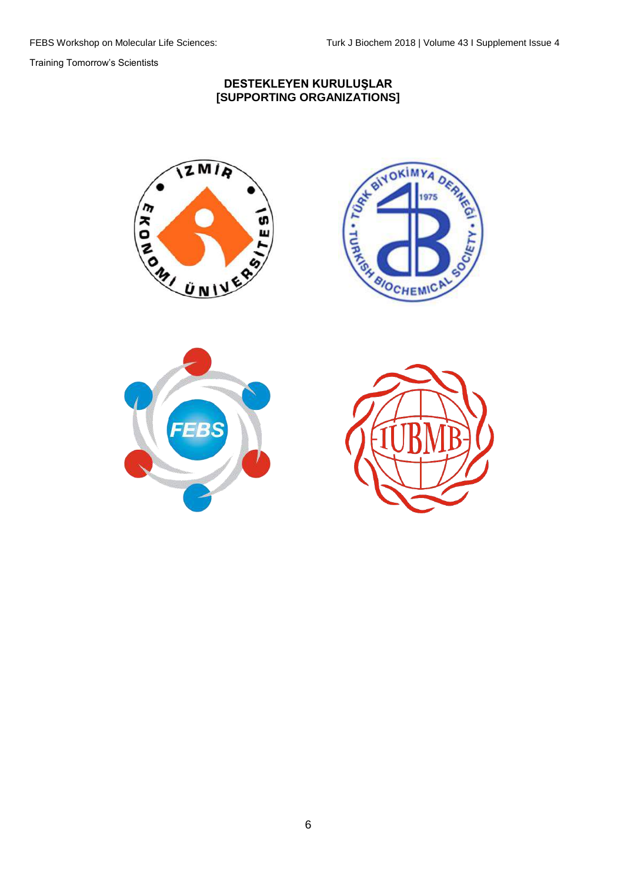## DESTEKLEYEN KURULUŞLAR
## [SUPPORTING ORGANIZATIONS]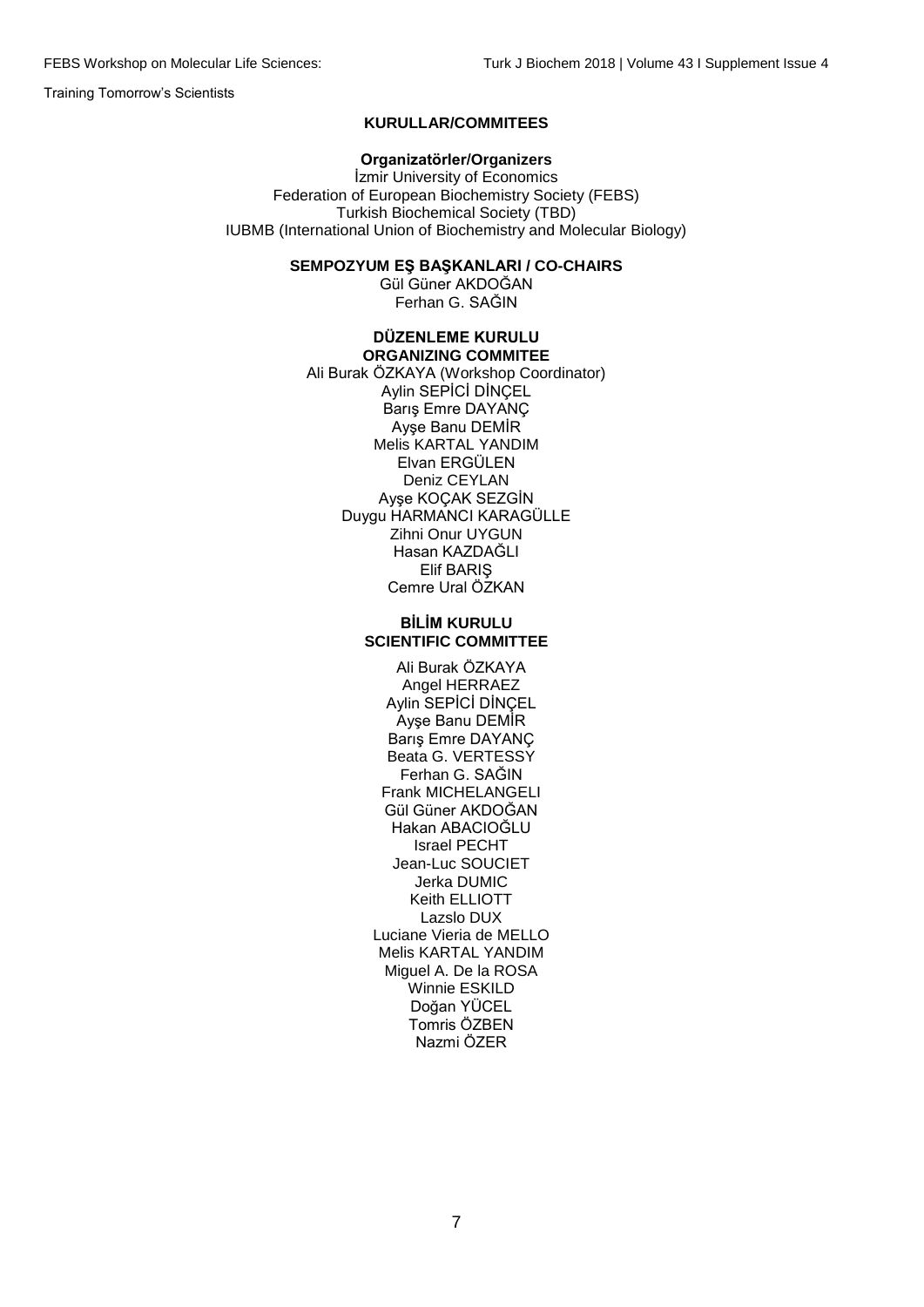# KURULLAR/COMMITEES

## Organizatörler/Organizers

İzmir University of Economics
Federation of European Biochemistry Society (FEBS)
Turkish Biochemical Society (TBD)
IUBMB (International Union of Biochemistry and Molecular Biology)

## SEMPOZYUM EŞ BAŞKANLARI / CO-CHAIRS

Gül Güner AKDOĞAN
Ferhan G. SAĞIN

## DÜZENLEME KURULU
## ORGANIZING COMMITEE

Ali Burak ÖZKAYA (Workshop Coordinator)
Aylin SEPİCİ DİNÇEL
Barış Emre DAYANÇ
Ayşe Banu DEMİR
Melis KARTAL YANDIM
Elvan ERGÜLEN
Deniz CEYLAN
Ayşe KOÇAK SEZGİN
Duygu HARMANCI KARAGÜLLE
Zihni Onur UYGUN
Hasan KAZDAĞLI
Elif BARIŞ
Cemre Ural ÖZKAN

## BİLİM KURULU
## SCIENTIFIC COMMITTEE

Ali Burak ÖZKAYA
Angel HERRAEZ
Aylin SEPİCİ DİNÇEL
Ayşe Banu DEMİR
Barış Emre DAYANÇ
Beata G. VERTESSY
Ferhan G. SAĞIN
Frank MICHELANGELI
Gül Güner AKDOĞAN
Hakan ABACIOĞLU
Israel PECHT
Jean-Luc SOUCIET
Jerka DUMIC
Keith ELLIOTT
Lazslo DUX
Luciane Vieria de MELLO
Melis KARTAL YANDIM
Miguel A. De la ROSA
Winnie ESKILD
Doğan YÜCEL
Tomris ÖZBEN
Nazmi ÖZER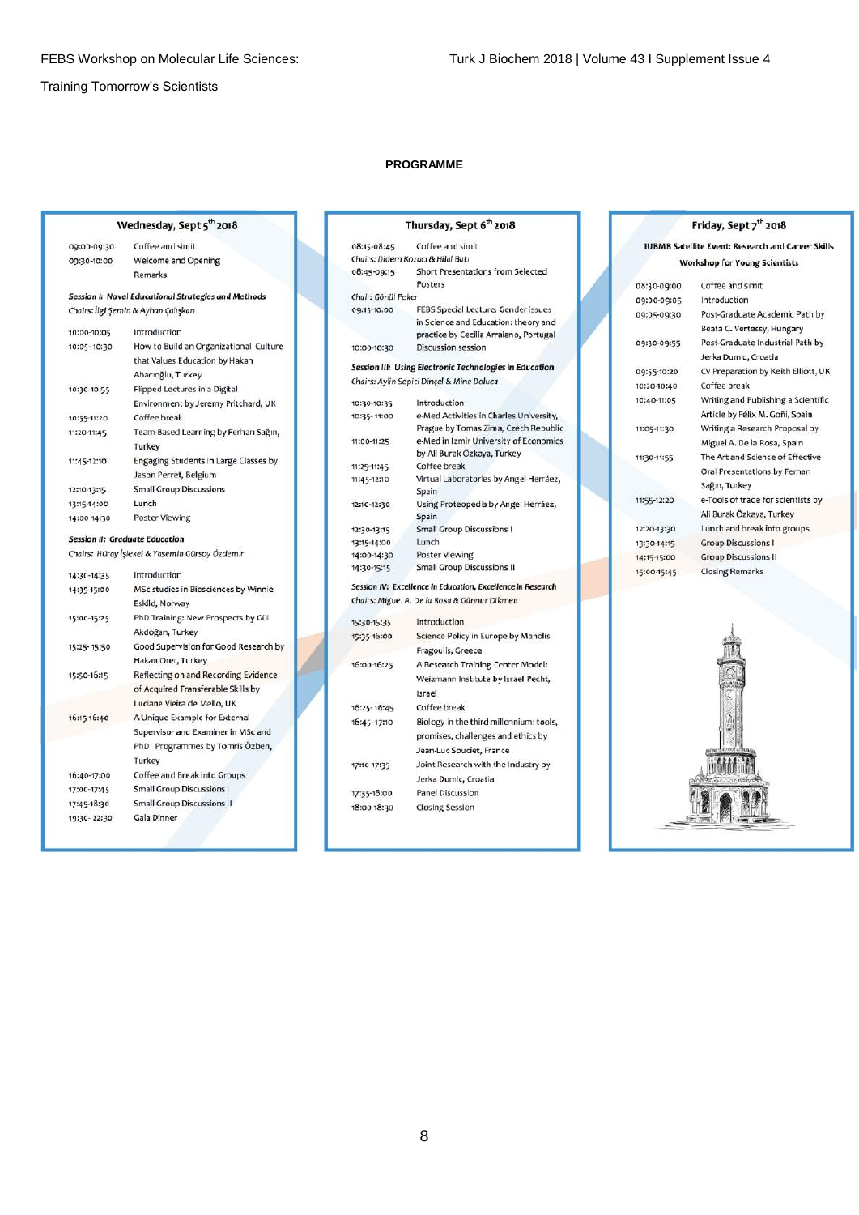# PROGRAMME

## Wednesday, Sept 5th 2018

| | |
|---|---|
| 09:00-09:30 | Coffee and simit |
| 09:30-10:00 | Welcome and Opening Remarks |

***Session I: Novel Educational Strategies and Methods***

*Chairs: İlgi Şemin & Ayhan Çalışkan*

| | |
|---|---|
| 10:00-10:05 | Introduction |
| 10:05-10:30 | How to Build an Organizational Culture that Values Education by Hakan Abacıoğlu, Turkey |
| 10:30-10:55 | Flipped Lectures in a Digital Environment by Jeremy Pritchard, UK |
| 10:55-11:20 | Coffee break |
| 11:20-11:45 | Team-Based Learning by Ferhan Sağın, Turkey |
| 11:45-12:10 | Engaging Students in Large Classes by Jason Perret, Belgium |
| 12:10-13:15 | Small Group Discussions |
| 13:15-14:00 | Lunch |
| 14:00-14:30 | Poster Viewing |

***Session II: Graduate Education***

*Chairs: Hüray İşlekel & Yasemin Gürsoy Özdemir*

| | |
|---|---|
| 14:30-14:35 | Introduction |
| 14:35-15:00 | MSc studies in Biosciences by Winnie Eskild, Norway |
| 15:00-15:25 | PhD Training: New Prospects by Gül Akdoğan, Turkey |
| 15:25-15:50 | Good Supervision for Good Research by Hakan Orer, Turkey |
| 15:50-16:15 | Reflecting on and Recording Evidence of Acquired Transferable Skills by Luciane Vieira de Mello, UK |
| 16:15-16:40 | A Unique Example for External Supervisor and Examiner in MSc and PhD Programmes by Tomris Özben, Turkey |
| 16:40-17:00 | Coffee and Break into Groups |
| 17:00-17:45 | Small Group Discussions I |
| 17:45-18:30 | Small Group Discussions II |
| 19:30-22:30 | Gala Dinner |

## Thursday, Sept 6th 2018

| | |
|---|---|
| 08:15-08:45 | Coffee and simit |

*Chairs: Didem Kozacı & Hilal Batı*

| | |
|---|---|
| 08:45-09:15 | Short Presentations from Selected Posters |

*Chair: Gönül Peker*

| | |
|---|---|
| 09:15-10:00 | FEBS Special Lecture: Gender issues in Science and Education: theory and practice by Cecília Arraiano, Portugal |
| 10:00-10:30 | Discussion session |

***Session III: Using Electronic Technologies in Education***

*Chairs: Ayfer Sepici Dinçel & Mine Doluca*

| | |
|---|---|
| 10:30-10:35 | Introduction |
| 10:35-11:00 | e-Med Activities in Charles University, Prague by Tomas Zima, Czech Republic |
| 11:00-11:25 | e-Med in Izmir University of Economics by Ali Burak Özkaya, Turkey |
| 11:25-11:45 | Coffee break |
| 11:45-12:10 | Virtual Laboratories by Angel Herráez, Spain |
| 12:10-12:30 | Using Proteopedia by Angel Herráez, Spain |
| 12:30-13:15 | Small Group Discussions I |
| 13:15-14:00 | Lunch |
| 14:00-14:30 | Poster Viewing |
| 14:30-15:15 | Small Group Discussions II |

***Session IV: Excellence in Education, Excellence in Research***

*Chairs: Miguel A. De la Rosa & Günnur Dikmen*

| | |
|---|---|
| 15:30-15:35 | Introduction |
| 15:35-16:00 | Science Policy in Europe by Manolis Fragoulis, Greece |
| 16:00-16:25 | A Research Training Center Model: Weizmann Institute by Israel Pecht, Israel |
| 16:25-16:45 | Coffee break |
| 16:45-17:10 | Biology in the third millennium: tools, promises, challenges and ethics by Jean-Luc Souciet, France |
| 17:10-17:35 | Joint Research with the Industry by Jerka Dumic, Croatia |
| 17:35-18:00 | Panel Discussion |
| 18:00-18:30 | Closing Session |

## Friday, Sept 7th 2018

**IUBMB Satellite Event: Research and Career Skills Workshop for Young Scientists**

| | |
|---|---|
| 08:30-09:00 | Coffee and simit |
| 09:00-09:05 | Introduction |
| 09:05-09:30 | Post-Graduate Academic Path by Beata G. Vertessy, Hungary |
| 09:30-09:55 | Post-Graduate Industrial Path by Jerka Dumic, Croatia |
| 09:55-10:20 | CV Preparation by Keith Elliott, UK |
| 10:20-10:40 | Coffee break |
| 10:40-11:05 | Writing and Publishing a Scientific Article by Félix M. Goñi, Spain |
| 11:05-11:30 | Writing a Research Proposal by Miguel A. De la Rosa, Spain |
| 11:30-11:55 | The Art and Science of Effective Oral Presentations by Ferhan Sağın, Turkey |
| 11:55-12:20 | e-Tools of trade for scientists by Ali Burak Özkaya, Turkey |
| 12:20-13:30 | Lunch and break into groups |
| 13:30-14:15 | Group Discussions I |
| 14:15-15:00 | Group Discussions II |
| 15:00-15:45 | Closing Remarks |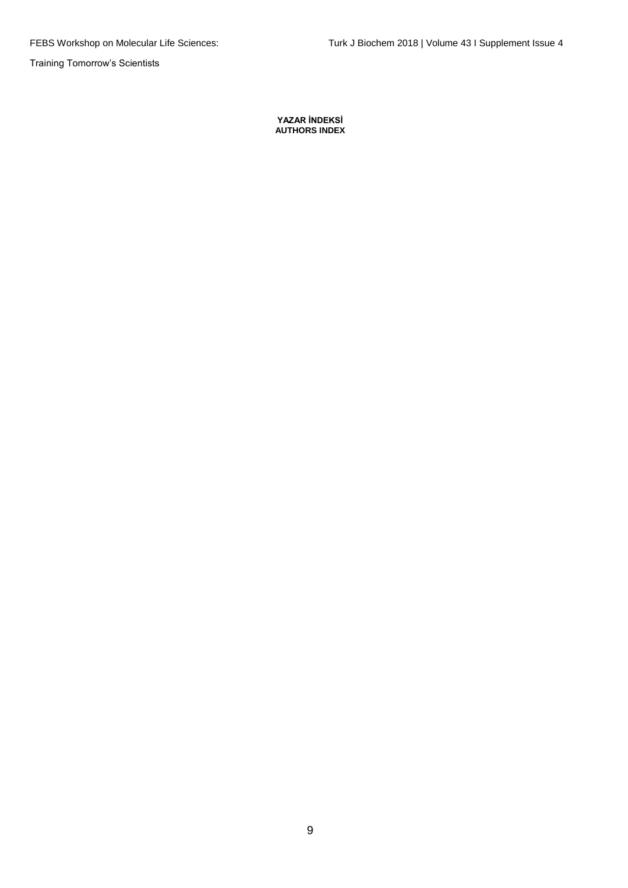**YAZAR İNDEKSİ**
**AUTHORS INDEX**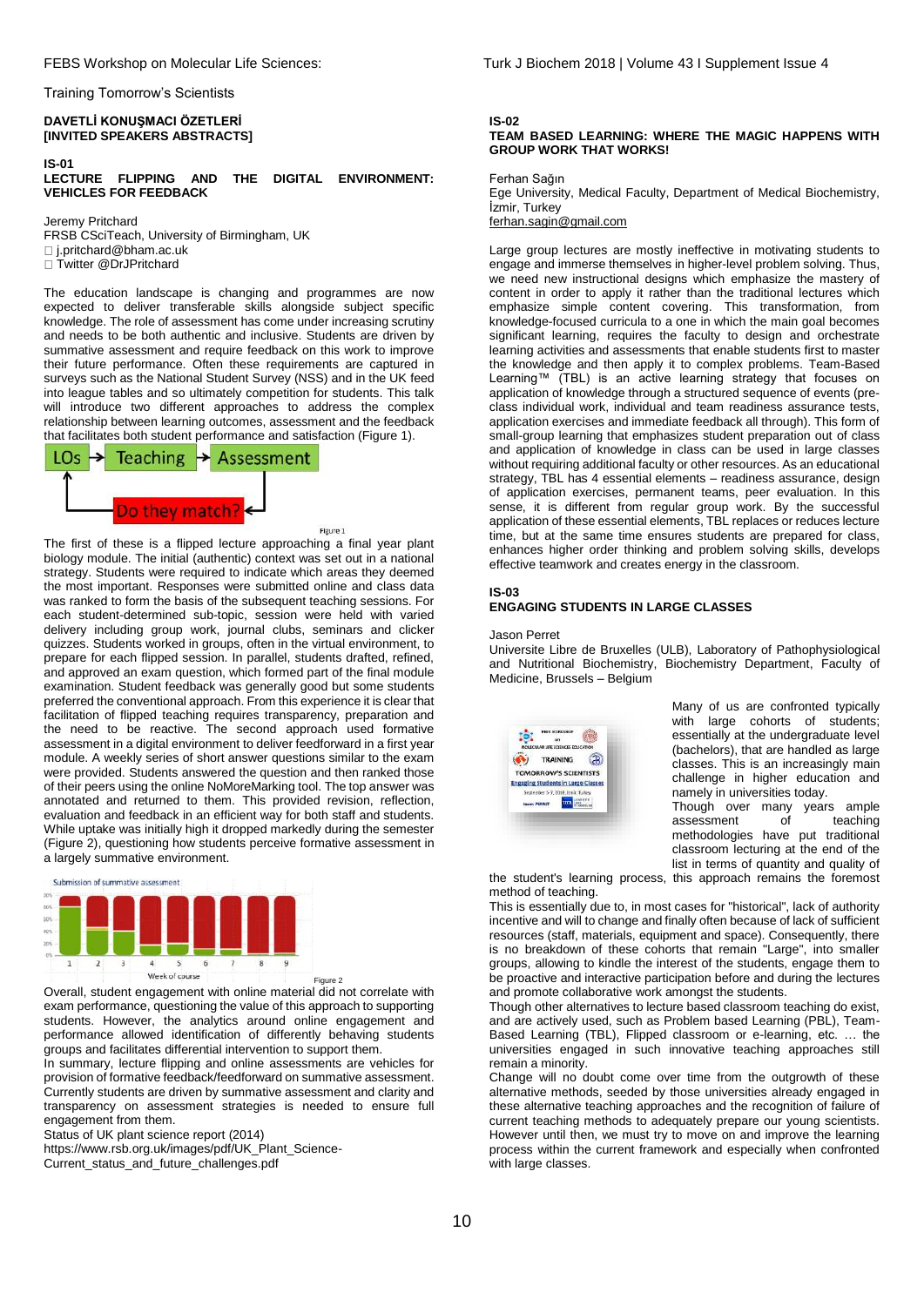## DAVETLİ KONUŞMACI ÖZETLERİ
## [INVITED SPEAKERS ABSTRACTS]

### IS-01
### LECTURE FLIPPING AND THE DIGITAL ENVIRONMENT: VEHICLES FOR FEEDBACK

Jeremy Pritchard
FRSB CSciTeach, University of Birmingham, UK
□ j.pritchard@bham.ac.uk
□ Twitter @DrJPritchard

The education landscape is changing and programmes are now expected to deliver transferable skills alongside subject specific knowledge. The role of assessment has come under increasing scrutiny and needs to be both authentic and inclusive. Students are driven by summative assessment and require feedback on this work to improve their future performance. Often these requirements are captured in surveys such as the National Student Survey (NSS) and in the UK feed into league tables and so ultimately competition for students. This talk will introduce two different approaches to address the complex relationship between learning outcomes, assessment and the feedback that facilitates both student performance and satisfaction (Figure 1).

LOs → Teaching → Assessment

Do they match?

Figure 1

The first of these is a flipped lecture approaching a final year plant biology module. The initial (authentic) context was set out in a national strategy. Students were required to indicate which areas they deemed the most important. Responses were submitted online and class data was ranked to form the basis of the subsequent teaching sessions. For each student-determined sub-topic, session were held with varied delivery including group work, journal clubs, seminars and clicker quizzes. Students worked in groups, often in the virtual environment, to prepare for each flipped session. In parallel, students drafted, refined, and approved an exam question, which formed part of the final module examination. Student feedback was generally good but some students preferred the conventional approach. From this experience it is clear that facilitation of flipped teaching requires transparency, preparation and the need to be reactive. The second approach used formative assessment in a digital environment to deliver feedforward in a first year module. A weekly series of short answer questions similar to the exam were provided. Students answered the question and then ranked those of their peers using the online NoMoreMarking tool. The top answer was annotated and returned to them. This provided revision, reflection, evaluation and feedback in an efficient way for both staff and students. While uptake was initially high it dropped markedly during the semester (Figure 2), questioning how students perceive formative assessment in a largely summative environment.

Submission of summative assessment

1 2 3 4 5 6 7 8 9

Week of course

Figure 2

Overall, student engagement with online material did not correlate with exam performance, questioning the value of this approach to supporting students. However, the analytics around online engagement and performance allowed identification of differently behaving students groups and facilitates differential intervention to support them.

In summary, lecture flipping and online assessments are vehicles for provision of formative feedback/feedforward on summative assessment. Currently students are driven by summative assessment and clarity and transparency on assessment strategies is needed to ensure full engagement from them.

Status of UK plant science report (2014)
https://www.rsb.org.uk/images/pdf/UK_Plant_Science-Current_status_and_future_challenges.pdf

### IS-02
### TEAM BASED LEARNING: WHERE THE MAGIC HAPPENS WITH GROUP WORK THAT WORKS!

Ferhan Sağın
Ege University, Medical Faculty, Department of Medical Biochemistry, İzmir, Turkey
ferhan.sagin@gmail.com

Large group lectures are mostly ineffective in motivating students to engage and immerse themselves in higher-level problem solving. Thus, we need new instructional designs which emphasize the mastery of content in order to apply it rather than the traditional lectures which emphasize simple content covering. This transformation, from knowledge-focused curricula to a one in which the main goal becomes significant learning, requires the faculty to design and orchestrate learning activities and assessments that enable students first to master the knowledge and then apply it to complex problems. Team-Based Learning™ (TBL) is an active learning strategy that focuses on application of knowledge through a structured sequence of events (pre-class individual work, individual and team readiness assurance tests, application exercises and immediate feedback all through). This form of small-group learning that emphasizes student preparation out of class and application of knowledge in class can be used in large classes without requiring additional faculty or other resources. As an educational strategy, TBL has 4 essential elements – readiness assurance, design of application exercises, permanent teams, peer evaluation. In this sense, it is different from regular group work. By the successful application of these essential elements, TBL replaces or reduces lecture time, but at the same time ensures students are prepared for class, enhances higher order thinking and problem solving skills, develops effective teamwork and creates energy in the classroom.

### IS-03
### ENGAGING STUDENTS IN LARGE CLASSES

Jason Perret
Universite Libre de Bruxelles (ULB), Laboratory of Pathophysiological and Nutritional Biochemistry, Biochemistry Department, Faculty of Medicine, Brussels – Belgium

Many of us are confronted typically with large cohorts of students; essentially at the undergraduate level (bachelors), that are handled as large classes. This is an increasingly main challenge in higher education and namely in universities today.

Though over many years ample assessment of teaching methodologies have put traditional classroom lecturing at the end of the list in terms of quantity and quality of the student's learning process, this approach remains the foremost method of teaching.

This is essentially due to, in most cases for "historical", lack of authority incentive and will to change and finally often because of lack of sufficient resources (staff, materials, equipment and space). Consequently, there is no breakdown of these cohorts that remain "Large", into smaller groups, allowing to kindle the interest of the students, engage them to be proactive and interactive participation before and during the lectures and promote collaborative work amongst the students.

Though other alternatives to lecture based classroom teaching do exist, and are actively used, such as Problem based Learning (PBL), Team-Based Learning (TBL), Flipped classroom or e-learning, etc. … the universities engaged in such innovative teaching approaches still remain a minority.

Change will no doubt come over time from the outgrowth of these alternative methods, seeded by those universities already engaged in these alternative teaching approaches and the recognition of failure of current teaching methods to adequately prepare our young scientists. However until then, we must try to move on and improve the learning process within the current framework and especially when confronted with large classes.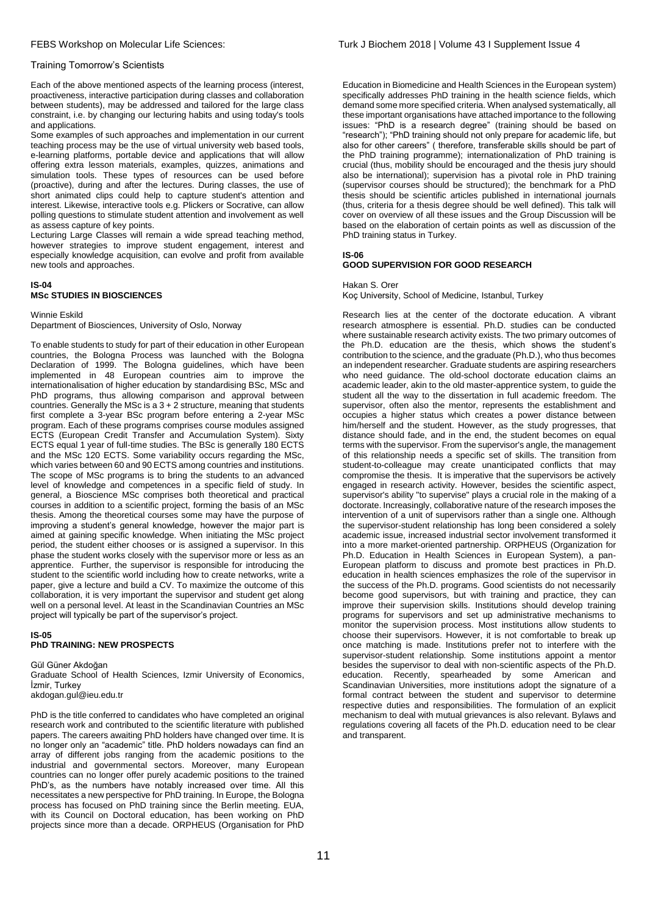Each of the above mentioned aspects of the learning process (interest, proactiveness, interactive participation during classes and collaboration between students), may be addressed and tailored for the large class constraint, i.e. by changing our lecturing habits and using today's tools and applications.

Some examples of such approaches and implementation in our current teaching process may be the use of virtual university web based tools, e-learning platforms, portable device and applications that will allow offering extra lesson materials, examples, quizzes, animations and simulation tools. These types of resources can be used before (proactive), during and after the lectures. During classes, the use of short animated clips could help to capture student's attention and interest. Likewise, interactive tools e.g. Plickers or Socrative, can allow polling questions to stimulate student attention and involvement as well as assess capture of key points.

Lecturing Large Classes will remain a wide spread teaching method, however strategies to improve student engagement, interest and especially knowledge acquisition, can evolve and profit from available new tools and approaches.

## IS-04
## MSc STUDIES IN BIOSCIENCES

Winnie Eskild
Department of Biosciences, University of Oslo, Norway

To enable students to study for part of their education in other European countries, the Bologna Process was launched with the Bologna Declaration of 1999. The Bologna guidelines, which have been implemented in 48 European countries aim to improve the internationalisation of higher education by standardising BSc, MSc and PhD programs, thus allowing comparison and approval between countries. Generally the MSc is a 3 + 2 structure, meaning that students first complete a 3-year BSc program before entering a 2-year MSc program. Each of these programs comprises course modules assigned ECTS (European Credit Transfer and Accumulation System). Sixty ECTS equal 1 year of full-time studies. The BSc is generally 180 ECTS and the MSc 120 ECTS. Some variability occurs regarding the MSc, which varies between 60 and 90 ECTS among countries and institutions. The scope of MSc programs is to bring the students to an advanced level of knowledge and competences in a specific field of study. In general, a Bioscience MSc comprises both theoretical and practical courses in addition to a scientific project, forming the basis of an MSc thesis. Among the theoretical courses some may have the purpose of improving a student's general knowledge, however the major part is aimed at gaining specific knowledge. When initiating the MSc project period, the student either chooses or is assigned a supervisor. In this phase the student works closely with the supervisor more or less as an apprentice. Further, the supervisor is responsible for introducing the student to the scientific world including how to create networks, write a paper, give a lecture and build a CV. To maximize the outcome of this collaboration, it is very important the supervisor and student get along well on a personal level. At least in the Scandinavian Countries an MSc project will typically be part of the supervisor's project.

## IS-05
## PhD TRAINING: NEW PROSPECTS

Gül Güner Akdoğan
Graduate School of Health Sciences, Izmir University of Economics, İzmir, Turkey
akdogan.gul@ieu.edu.tr

PhD is the title conferred to candidates who have completed an original research work and contributed to the scientific literature with published papers. The careers awaiting PhD holders have changed over time. It is no longer only an "academic" title. PhD holders nowadays can find an array of different jobs ranging from the academic positions to the industrial and governmental sectors. Moreover, many European countries can no longer offer purely academic positions to the trained PhD's, as the numbers have notably increased over time. All this necessitates a new perspective for PhD training. In Europe, the Bologna process has focused on PhD training since the Berlin meeting. EUA, with its Council on Doctoral education, has been working on PhD projects since more than a decade. ORPHEUS (Organisation for PhD Education in Biomedicine and Health Sciences in the European system) specifically addresses PhD training in the health science fields, which demand some more specified criteria. When analysed systematically, all these important organisations have attached importance to the following issues: "PhD is a research degree" (training should be based on "research"); "PhD training should not only prepare for academic life, but also for other careers" ( therefore, transferable skills should be part of the PhD training programme); internationalization of PhD training is crucial (thus, mobility should be encouraged and the thesis jury should also be international); supervision has a pivotal role in PhD training (supervisor courses should be structured); the benchmark for a PhD thesis should be scientific articles published in international journals (thus, criteria for a thesis degree should be well defined). This talk will cover on overview of all these issues and the Group Discussion will be based on the elaboration of certain points as well as discussion of the PhD training status in Turkey.

## IS-06
## GOOD SUPERVISION FOR GOOD RESEARCH

Hakan S. Orer
Koç University, School of Medicine, Istanbul, Turkey

Research lies at the center of the doctorate education. A vibrant research atmosphere is essential. Ph.D. studies can be conducted where sustainable research activity exists. The two primary outcomes of the Ph.D. education are the thesis, which shows the student's contribution to the science, and the graduate (Ph.D.), who thus becomes an independent researcher. Graduate students are aspiring researchers who need guidance. The old-school doctorate education claims an academic leader, akin to the old master-apprentice system, to guide the student all the way to the dissertation in full academic freedom. The supervisor, often also the mentor, represents the establishment and occupies a higher status which creates a power distance between him/herself and the student. However, as the study progresses, that distance should fade, and in the end, the student becomes on equal terms with the supervisor. From the supervisor's angle, the management of this relationship needs a specific set of skills. The transition from student-to-colleague may create unanticipated conflicts that may compromise the thesis. It is imperative that the supervisors be actively engaged in research activity. However, besides the scientific aspect, supervisor's ability "to supervise" plays a crucial role in the making of a doctorate. Increasingly, collaborative nature of the research imposes the intervention of a unit of supervisors rather than a single one. Although the supervisor-student relationship has long been considered a solely academic issue, increased industrial sector involvement transformed it into a more market-oriented partnership. ORPHEUS (Organization for Ph.D. Education in Health Sciences in European System), a pan-European platform to discuss and promote best practices in Ph.D. education in health sciences emphasizes the role of the supervisor in the success of the Ph.D. programs. Good scientists do not necessarily become good supervisors, but with training and practice, they can improve their supervision skills. Institutions should develop training programs for supervisors and set up administrative mechanisms to monitor the supervision process. Most institutions allow students to choose their supervisors. However, it is not comfortable to break up once matching is made. Institutions prefer not to interfere with the supervisor-student relationship. Some institutions appoint a mentor besides the supervisor to deal with non-scientific aspects of the Ph.D. education. Recently, spearheaded by some American and Scandinavian Universities, more institutions adopt the signature of a formal contract between the student and supervisor to determine respective duties and responsibilities. The formulation of an explicit mechanism to deal with mutual grievances is also relevant. Bylaws and regulations covering all facets of the Ph.D. education need to be clear and transparent.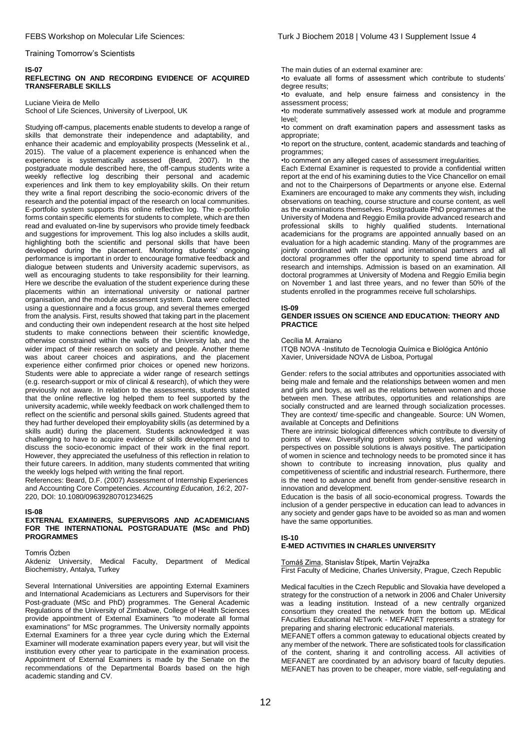Training Tomorrow's Scientists

**IS-07**

### REFLECTING ON AND RECORDING EVIDENCE OF ACQUIRED TRANSFERABLE SKILLS

Luciane Vieira de Mello
School of Life Sciences, University of Liverpool, UK

Studying off-campus, placements enable students to develop a range of skills that demonstrate their independence and adaptability, and enhance their academic and employability prospects (Messelink et al., 2015). The value of a placement experience is enhanced when the experience is systematically assessed (Beard, 2007). In the postgraduate module described here, the off-campus students write a weekly reflective log describing their personal and academic experiences and link them to key employability skills. On their return they write a final report describing the socio-economic drivers of the research and the potential impact of the research on local communities. E-portfolio system supports this online reflective log. The e-portfolio forms contain specific elements for students to complete, which are then read and evaluated on-line by supervisors who provide timely feedback and suggestions for improvement. This log also includes a skills audit, highlighting both the scientific and personal skills that have been developed during the placement. Monitoring students' ongoing performance is important in order to encourage formative feedback and dialogue between students and University academic supervisors, as well as encouraging students to take responsibility for their learning. Here we describe the evaluation of the student experience during these placements within an international university or national partner organisation, and the module assessment system. Data were collected using a questionnaire and a focus group, and several themes emerged from the analysis. First, results showed that taking part in the placement and conducting their own independent research at the host site helped students to make connections between their scientific knowledge, otherwise constrained within the walls of the University lab, and the wider impact of their research on society and people. Another theme was about career choices and aspirations, and the placement experience either confirmed prior choices or opened new horizons. Students were able to appreciate a wider range of research settings (e.g. research-support or mix of clinical & research), of which they were previously not aware. In relation to the assessments, students stated that the online reflective log helped them to feel supported by the university academic, while weekly feedback on work challenged them to reflect on the scientific and personal skills gained. Students agreed that they had further developed their employability skills (as determined by a skills audit) during the placement. Students acknowledged it was challenging to have to acquire evidence of skills development and to discuss the socio-economic impact of their work in the final report. However, they appreciated the usefulness of this reflection in relation to their future careers. In addition, many students commented that writing the weekly logs helped with writing the final report.

References: Beard, D.F. (2007) Assessment of Internship Experiences and Accounting Core Competencies. *Accounting Education, 16*:2, 207-220, DOI: 10.1080/09639280701234625

**IS-08**

### EXTERNAL EXAMINERS, SUPERVISORS AND ACADEMICIANS FOR THE INTERNATIONAL POSTGRADUATE (MSc and PhD) PROGRAMMES

Tomris Özben
Akdeniz University, Medical Faculty, Department of Medical Biochemistry, Antalya, Turkey

Several International Universities are appointing External Examiners and International Academicians as Lecturers and Supervisors for their Post-graduate (MSc and PhD) programmes. The General Academic Regulations of the University of Zimbabwe, College of Health Sciences provide appointment of External Examiners "to moderate all formal examinations" for MSc programmes. The University normally appoints External Examiners for a three year cycle during which the External Examiner will moderate examination papers every year, but will visit the institution every other year to participate in the examination process. Appointment of External Examiners is made by the Senate on the recommendations of the Departmental Boards based on the high academic standing and CV.

The main duties of an external examiner are:

- to evaluate all forms of assessment which contribute to students' degree results;
- to evaluate, and help ensure fairness and consistency in the assessment process;
- to moderate summatively assessed work at module and programme level;
- to comment on draft examination papers and assessment tasks as appropriate;
- to report on the structure, content, academic standards and teaching of programmes;
- to comment on any alleged cases of assessment irregularities.

Each External Examiner is requested to provide a confidential written report at the end of his examining duties to the Vice Chancellor on email and not to the Chairpersons of Departments or anyone else. External Examiners are encouraged to make any comments they wish, including observations on teaching, course structure and course content, as well as the examinations themselves. Postgraduate PhD programmes at the University of Modena and Reggio Emilia provide advanced research and professional skills to highly qualified students. International academicians for the programs are appointed annually based on an evaluation for a high academic standing. Many of the programmes are jointly coordinated with national and international partners and all doctoral programmes offer the opportunity to spend time abroad for research and internships. Admission is based on an examination. All doctoral programmes at University of Modena and Reggio Emilia begin on November 1 and last three years, and no fewer than 50% of the students enrolled in the programmes receive full scholarships.

**IS-09**

### GENDER ISSUES ON SCIENCE AND EDUCATION: THEORY AND PRACTICE

Cecília M. Arraiano
ITQB NOVA -Instituto de Tecnologia Química e Biológica António Xavier, Universidade NOVA de Lisboa, Portugal

Gender: refers to the social attributes and opportunities associated with being male and female and the relationships between women and men and girls and boys, as well as the relations between women and those between men. These attributes, opportunities and relationships are socially constructed and are learned through socialization processes. They are context/ time-specific and changeable. Source: UN Women, available at Concepts and Definitions

There are intrinsic biological differences which contribute to diversity of points of view. Diversifying problem solving styles, and widening perspectives on possible solutions is always positive. The participation of women in science and technology needs to be promoted since it has shown to contribute to increasing innovation, plus quality and competitiveness of scientific and industrial research. Furthermore, there is the need to advance and benefit from gender-sensitive research in innovation and development.

Education is the basis of all socio-economical progress. Towards the inclusion of a gender perspective in education can lead to advances in any society and gender gaps have to be avoided so as man and women have the same opportunities.

**IS-10**

### E-MED ACTIVITIES IN CHARLES UNIVERSITY

Tomáš Zima, Stanislav Štípek, Martin Vejražka
First Faculty of Medicine, Charles University, Prague, Czech Republic

Medical faculties in the Czech Republic and Slovakia have developed a strategy for the construction of a network in 2006 and Chaler University was a leading institution. Instead of a new centrally organized consortium they created the network from the bottom up. MEdical FAculties Educational NETwork - MEFANET represents a strategy for preparing and sharing electronic educational materials.

MEFANET offers a common gateway to educational objects created by any member of the network. There are sofisticated tools for classification of the content, sharing it and controlling access. All activities of MEFANET are coordinated by an advisory board of faculty deputies. MEFANET has proven to be cheaper, more viable, self-regulating and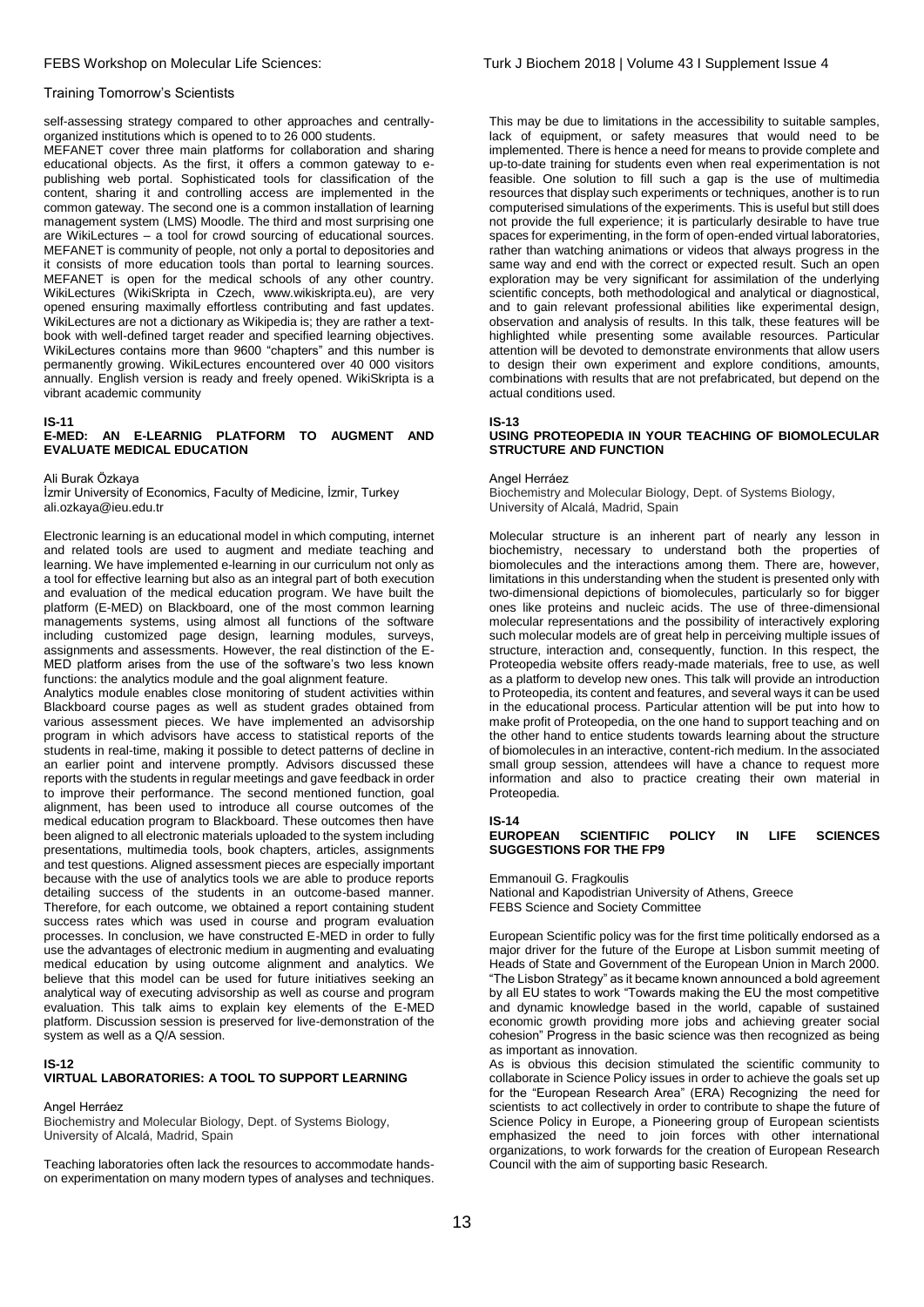self-assessing strategy compared to other approaches and centrally-organized institutions which is opened to to 26 000 students.

MEFANET cover three main platforms for collaboration and sharing educational objects. As the first, it offers a common gateway to e-publishing web portal. Sophisticated tools for classification of the content, sharing it and controlling access are implemented in the common gateway. The second one is a common installation of learning management system (LMS) Moodle. The third and most surprising one are WikiLectures – a tool for crowd sourcing of educational sources. MEFANET is community of people, not only a portal to depositories and it consists of more education tools than portal to learning sources. MEFANET is open for the medical schools of any other country. WikiLectures (WikiSkripta in Czech, www.wikiskripta.eu), are very opened ensuring maximally effortless contributing and fast updates. WikiLectures are not a dictionary as Wikipedia is; they are rather a text-book with well-defined target reader and specified learning objectives. WikiLectures contains more than 9600 "chapters" and this number is permanently growing. WikiLectures encountered over 40 000 visitors annually. English version is ready and freely opened. WikiSkripta is a vibrant academic community

**IS-11**

## E-MED: AN E-LEARNIG PLATFORM TO AUGMENT AND EVALUATE MEDICAL EDUCATION

Ali Burak Özkaya
İzmir University of Economics, Faculty of Medicine, İzmir, Turkey
ali.ozkaya@ieu.edu.tr

Electronic learning is an educational model in which computing, internet and related tools are used to augment and mediate teaching and learning. We have implemented e-learning in our curriculum not only as a tool for effective learning but also as an integral part of both execution and evaluation of the medical education program. We have built the platform (E-MED) on Blackboard, one of the most common learning managements systems, using almost all functions of the software including customized page design, learning modules, surveys, assignments and assessments. However, the real distinction of the E-MED platform arises from the use of the software's two less known functions: the analytics module and the goal alignment feature.

Analytics module enables close monitoring of student activities within Blackboard course pages as well as student grades obtained from various assessment pieces. We have implemented an advisorship program in which advisors have access to statistical reports of the students in real-time, making it possible to detect patterns of decline in an earlier point and intervene promptly. Advisors discussed these reports with the students in regular meetings and gave feedback in order to improve their performance. The second mentioned function, goal alignment, has been used to introduce all course outcomes of the medical education program to Blackboard. These outcomes then have been aligned to all electronic materials uploaded to the system including presentations, multimedia tools, book chapters, articles, assignments and test questions. Aligned assessment pieces are especially important because with the use of analytics tools we are able to produce reports detailing success of the students in an outcome-based manner. Therefore, for each outcome, we obtained a report containing student success rates which was used in course and program evaluation processes. In conclusion, we have constructed E-MED in order to fully use the advantages of electronic medium in augmenting and evaluating medical education by using outcome alignment and analytics. We believe that this model can be used for future initiatives seeking an analytical way of executing advisorship as well as course and program evaluation. This talk aims to explain key elements of the E-MED platform. Discussion session is preserved for live-demonstration of the system as well as a Q/A session.

**IS-12**

## VIRTUAL LABORATORIES: A TOOL TO SUPPORT LEARNING

Angel Herráez
Biochemistry and Molecular Biology, Dept. of Systems Biology, University of Alcalá, Madrid, Spain

Teaching laboratories often lack the resources to accommodate hands-on experimentation on many modern types of analyses and techniques. This may be due to limitations in the accessibility to suitable samples, lack of equipment, or safety measures that would need to be implemented. There is hence a need for means to provide complete and up-to-date training for students even when real experimentation is not feasible. One solution to fill such a gap is the use of multimedia resources that display such experiments or techniques, another is to run computerised simulations of the experiments. This is useful but still does not provide the full experience; it is particularly desirable to have true spaces for experimenting, in the form of open-ended virtual laboratories, rather than watching animations or videos that always progress in the same way and end with the correct or expected result. Such an open exploration may be very significant for assimilation of the underlying scientific concepts, both methodological and analytical or diagnostical, and to gain relevant professional abilities like experimental design, observation and analysis of results. In this talk, these features will be highlighted while presenting some available resources. Particular attention will be devoted to demonstrate environments that allow users to design their own experiment and explore conditions, amounts, combinations with results that are not prefabricated, but depend on the actual conditions used.

**IS-13**

## USING PROTEOPEDIA IN YOUR TEACHING OF BIOMOLECULAR STRUCTURE AND FUNCTION

Angel Herráez
Biochemistry and Molecular Biology, Dept. of Systems Biology, University of Alcalá, Madrid, Spain

Molecular structure is an inherent part of nearly any lesson in biochemistry, necessary to understand both the properties of biomolecules and the interactions among them. There are, however, limitations in this understanding when the student is presented only with two-dimensional depictions of biomolecules, particularly so for bigger ones like proteins and nucleic acids. The use of three-dimensional molecular representations and the possibility of interactively exploring such molecular models are of great help in perceiving multiple issues of structure, interaction and, consequently, function. In this respect, the Proteopedia website offers ready-made materials, free to use, as well as a platform to develop new ones. This talk will provide an introduction to Proteopedia, its content and features, and several ways it can be used in the educational process. Particular attention will be put into how to make profit of Proteopedia, on the one hand to support teaching and on the other hand to entice students towards learning about the structure of biomolecules in an interactive, content-rich medium. In the associated small group session, attendees will have a chance to request more information and also to practice creating their own material in Proteopedia.

**IS-14**

## EUROPEAN SCIENTIFIC POLICY IN LIFE SCIENCES SUGGESTIONS FOR THE FP9

Emmanouil G. Fragkoulis
National and Kapodistrian University of Athens, Greece
FEBS Science and Society Committee

European Scientific policy was for the first time politically endorsed as a major driver for the future of the Europe at Lisbon summit meeting of Heads of State and Government of the European Union in March 2000. "The Lisbon Strategy" as it became known announced a bold agreement by all EU states to work "Towards making the EU the most competitive and dynamic knowledge based in the world, capable of sustained economic growth providing more jobs and achieving greater social cohesion" Progress in the basic science was then recognized as being as important as innovation.

As is obvious this decision stimulated the scientific community to collaborate in Science Policy issues in order to achieve the goals set up for the "European Research Area" (ERA) Recognizing the need for scientists to act collectively in order to contribute to shape the future of Science Policy in Europe, a Pioneering group of European scientists emphasized the need to join forces with other international organizations, to work forwards for the creation of European Research Council with the aim of supporting basic Research.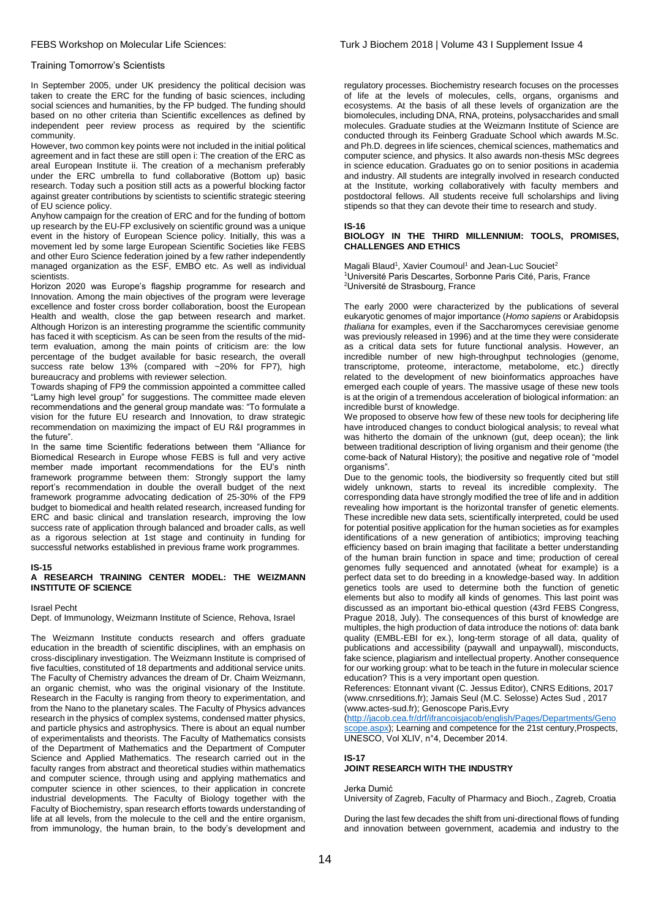Training Tomorrow's Scientists

In September 2005, under UK presidency the political decision was taken to create the ERC for the funding of basic sciences, including social sciences and humanities, by the FP budged. The funding should based on no other criteria than Scientific excellences as defined by independent peer review process as required by the scientific community.

However, two common key points were not included in the initial political agreement and in fact these are still open i: The creation of the ERC as areal European Institute ii. The creation of a mechanism preferably under the ERC umbrella to fund collaborative (Bottom up) basic research. Today such a position still acts as a powerful blocking factor against greater contributions by scientists to scientific strategic steering of EU science policy.

Anyhow campaign for the creation of ERC and for the funding of bottom up research by the EU-FP exclusively on scientific ground was a unique event in the history of European Science policy. Initially, this was a movement led by some large European Scientific Societies like FEBS and other Euro Science federation joined by a few rather independently managed organization as the ESF, EMBO etc. As well as individual scientists.

Horizon 2020 was Europe's flagship programme for research and Innovation. Among the main objectives of the program were leverage excellence and foster cross border collaboration, boost the European Health and wealth, close the gap between research and market. Although Horizon is an interesting programme the scientific community has faced it with scepticism. As can be seen from the results of the mid-term evaluation, among the main points of criticism are: the low percentage of the budget available for basic research, the overall success rate below 13% (compared with ~20% for FP7), high bureaucracy and problems with reviewer selection.

Towards shaping of FP9 the commission appointed a committee called "Lamy high level group" for suggestions. The committee made eleven recommendations and the general group mandate was: "To formulate a vision for the future EU research and Innovation, to draw strategic recommendation on maximizing the impact of EU R&I programmes in the future".

In the same time Scientific federations between them "Alliance for Biomedical Research in Europe whose FEBS is full and very active member made important recommendations for the EU's ninth framework programme between them: Strongly support the lamy report's recommendation in double the overall budget of the next framework programme advocating dedication of 25-30% of the FP9 budget to biomedical and health related research, increased funding for ERC and basic clinical and translation research, improving the low success rate of application through balanced and broader calls, as well as a rigorous selection at 1st stage and continuity in funding for successful networks established in previous frame work programmes.

### IS-15

### A RESEARCH TRAINING CENTER MODEL: THE WEIZMANN INSTITUTE OF SCIENCE

Israel Pecht

Dept. of Immunology, Weizmann Institute of Science, Rehova, Israel

The Weizmann Institute conducts research and offers graduate education in the breadth of scientific disciplines, with an emphasis on cross-disciplinary investigation. The Weizmann Institute is comprised of five faculties, constituted of 18 departments and additional service units. The Faculty of Chemistry advances the dream of Dr. Chaim Weizmann, an organic chemist, who was the original visionary of the Institute. Research in the Faculty is ranging from theory to experimentation, and from the Nano to the planetary scales. The Faculty of Physics advances research in the physics of complex systems, condensed matter physics, and particle physics and astrophysics. There is about an equal number of experimentalists and theorists. The Faculty of Mathematics consists of the Department of Mathematics and the Department of Computer Science and Applied Mathematics. The research carried out in the faculty ranges from abstract and theoretical studies within mathematics and computer science, through using and applying mathematics and computer science in other sciences, to their application in concrete industrial developments. The Faculty of Biology together with the Faculty of Biochemistry, span research efforts towards understanding of life at all levels, from the molecule to the cell and the entire organism, from immunology, the human brain, to the body's development and regulatory processes. Biochemistry research focuses on the processes of life at the levels of molecules, cells, organs, organisms and ecosystems. At the basis of all these levels of organization are the biomolecules, including DNA, RNA, proteins, polysaccharides and small molecules. Graduate studies at the Weizmann Institute of Science are conducted through its Feinberg Graduate School which awards M.Sc. and Ph.D. degrees in life sciences, chemical sciences, mathematics and computer science, and physics. It also awards non-thesis MSc degrees in science education. Graduates go on to senior positions in academia and industry. All students are integrally involved in research conducted at the Institute, working collaboratively with faculty members and postdoctoral fellows. All students receive full scholarships and living stipends so that they can devote their time to research and study.

### IS-16

### BIOLOGY IN THE THIRD MILLENNIUM: TOOLS, PROMISES, CHALLENGES AND ETHICS

Magali Blaud[1], Xavier Coumoul[1] and Jean-Luc Souciet[2]
[1]Université Paris Descartes, Sorbonne Paris Cité, Paris, France
[2]Université de Strasbourg, France

The early 2000 were characterized by the publications of several eukaryotic genomes of major importance (*Homo sapiens* or Arabidopsis *thaliana* for examples, even if the Saccharomyces cerevisiae genome was previously released in 1996) and at the time they were considerate as a critical data sets for future functional analysis. However, an incredible number of new high-throughput technologies (genome, transcriptome, proteome, interactome, metabolome, etc.) directly related to the development of new bioinformatics approaches have emerged each couple of years. The massive usage of these new tools is at the origin of a tremendous acceleration of biological information: an incredible burst of knowledge.

We proposed to observe how few of these new tools for deciphering life have introduced changes to conduct biological analysis; to reveal what was hitherto the domain of the unknown (gut, deep ocean); the link between traditional description of living organism and their genome (the come-back of Natural History); the positive and negative role of "model organisms".

Due to the genomic tools, the biodiversity so frequently cited but still widely unknown, starts to reveal its incredible complexity. The corresponding data have strongly modified the tree of life and in addition revealing how important is the horizontal transfer of genetic elements. These incredible new data sets, scientifically interpreted, could be used for potential positive application for the human societies as for examples identifications of a new generation of antibiotics; improving teaching efficiency based on brain imaging that facilitate a better understanding of the human brain function in space and time; production of cereal genomes fully sequenced and annotated (wheat for example) is a perfect data set to do breeding in a knowledge-based way. In addition genetics tools are used to determine both the function of genetic elements but also to modify all kinds of genomes. This last point was discussed as an important bio-ethical question (43rd FEBS Congress, Prague 2018, July). The consequences of this burst of knowledge are multiples, the high production of data introduce the notions of: data bank quality (EMBL-EBI for ex.), long-term storage of all data, quality of publications and accessibility (paywall and unpaywall), misconducts, fake science, plagiarism and intellectual property. Another consequence for our working group: what to be teach in the future in molecular science education? This is a very important open question.

References: Etonnant vivant (C. Jessus Editor), CNRS Editions, 2017 (www.cnrseditions.fr); Jamais Seul (M.C. Selosse) Actes Sud , 2017 (www.actes-sud.fr); Genoscope Paris,Evry (http://jacob.cea.fr/drf/ifrancoisjacob/english/Pages/Departments/Genoscope.aspx); Learning and competence for the 21st century,Prospects, UNESCO, Vol XLIV, n°4, December 2014.

### IS-17

### JOINT RESEARCH WITH THE INDUSTRY

Jerka Dumić

University of Zagreb, Faculty of Pharmacy and Bioch., Zagreb, Croatia

During the last few decades the shift from uni-directional flows of funding and innovation between government, academia and industry to the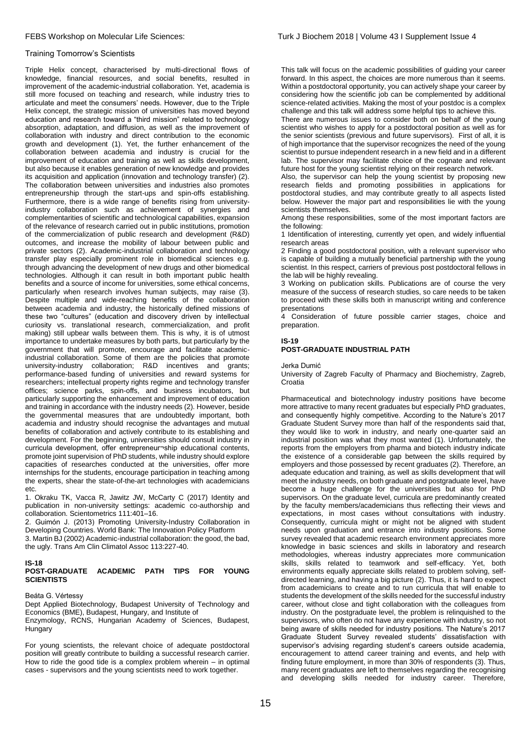## Training Tomorrow's Scientists

Triple Helix concept, characterised by multi-directional flows of knowledge, financial resources, and social benefits, resulted in improvement of the academic-industrial collaboration. Yet, academia is still more focused on teaching and research, while industry tries to articulate and meet the consumers' needs. However, due to the Triple Helix concept, the strategic mission of universities has moved beyond education and research toward a "third mission" related to technology absorption, adaptation, and diffusion, as well as the improvement of collaboration with industry and direct contribution to the economic growth and development (1). Yet, the further enhancement of the collaboration between academia and industry is crucial for the improvement of education and training as well as skills development, but also because it enables generation of new knowledge and provides its acquisition and application (innovation and technology transfer) (2). The collaboration between universities and industries also promotes entrepreneurship through the start-ups and spin-offs establishing. Furthermore, there is a wide range of benefits rising from university-industry collaboration such as achievement of synergies and complementarities of scientific and technological capabilities, expansion of the relevance of research carried out in public institutions, promotion of the commercialization of public research and development (R&D) outcomes, and increase the mobility of labour between public and private sectors (2). Academic-industrial collaboration and technology transfer play especially prominent role in biomedical sciences e.g. through advancing the development of new drugs and other biomedical technologies. Although it can result in both important public health benefits and a source of income for universities, some ethical concerns, particularly when research involves human subjects, may raise (3). Despite multiple and wide-reaching benefits of the collaboration between academia and industry, the historically defined missions of these two "cultures" (education and discovery driven by intellectual curiosity vs. translational research, commercialization, and profit making) still upbear walls between them. This is why, it is of utmost importance to undertake measures by both parts, but particularly by the government that will promote, encourage and facilitate academic-industrial collaboration. Some of them are the policies that promote university-industry collaboration; R&D incentives and grants; performance-based funding of universities and reward systems for researchers; intellectual property rights regime and technology transfer offices; science parks, spin-offs, and business incubators, but particularly supporting the enhancement and improvement of education and training in accordance with the industry needs (2). However, beside the governmental measures that are undoubtedly important, both academia and industry should recognise the advantages and mutual benefits of collaboration and actively contribute to its establishing and development. For the beginning, universities should consult industry in curricula development, offer entrepreneur¬ship educational contents, promote joint supervision of PhD students, while industry should explore capacities of researches conducted at the universities, offer more internships for the students, encourage participation in teaching among the experts, shear the state-of-the-art technologies with academicians etc.

1. Okraku TK, Vacca R, Jawitz JW, McCarty C (2017) Identity and publication in non-university settings: academic co-authorship and collaboration. Scientometrics 111:401–16.
2. Guimón J. (2013) Promoting University-Industry Collaboration in Developing Countries. World Bank: The Innovation Policy Platform
3. Martin BJ (2002) Academic-industrial collaboration: the good, the bad, the ugly. Trans Am Clin Climatol Assoc 113:227-40.

### IS-18
### POST-GRADUATE ACADEMIC PATH TIPS FOR YOUNG SCIENTISTS

Beáta G. Vértessy

Dept Applied Biotechnology, Budapest University of Technology and Economics (BME), Budapest, Hungary, and Institute of Enzymology, RCNS, Hungarian Academy of Sciences, Budapest, Hungary

For young scientists, the relevant choice of adequate postdoctoral position will greatly contribute to building a successful research carrier. How to ride the good tide is a complex problem wherein – in optimal cases - supervisors and the young scientists need to work together.

This talk will focus on the academic possibilities of guiding your career forward. In this aspect, the choices are more numerous than it seems. Within a postdoctoral opportunity, you can actively shape your career by considering how the scientific job can be complemented by additional science-related activities. Making the most of your postdoc is a complex challenge and this talk will address some helpful tips to achieve this.

There are numerous issues to consider both on behalf of the young scientist who wishes to apply for a postdoctoral position as well as for the senior scientists (previous and future supervisors). First of all, it is of high importance that the supervisor recognizes the need of the young scientist to pursue independent research in a new field and in a different lab. The supervisor may facilitate choice of the cognate and relevant future host for the young scientist relying on their research network.

Also, the supervisor can help the young scientist by proposing new research fields and promoting possibilities in applications for postdoctoral studies, and may contribute greatly to all aspects listed below. However the major part and responsibilities lie with the young scientists themselves.

Among these responsibilities, some of the most important factors are the following:

1 Identification of interesting, currently yet open, and widely influential research areas

2 Finding a good postdoctoral position, with a relevant supervisor who is capable of building a mutually beneficial partnership with the young scientist. In this respect, carriers of previous post postdoctoral fellows in the lab will be highly revealing.

3 Working on publication skills. Publications are of course the very measure of the success of research studies, so care needs to be taken to proceed with these skills both in manuscript writing and conference presentations

4 Consideration of future possible carrier stages, choice and preparation.

### IS-19
### POST-GRADUATE INDUSTRIAL PATH

Jerka Dumić

University of Zagreb Faculty of Pharmacy and Biochemistry, Zagreb, Croatia

Pharmaceutical and biotechnology industry positions have become more attractive to many recent graduates but especially PhD graduates, and consequently highly competitive. According to the Nature's 2017 Graduate Student Survey more than half of the respondents said that, they would like to work in industry, and nearly one-quarter said an industrial position was what they most wanted (1). Unfortunately, the reports from the employers from pharma and biotech industry indicate the existence of a considerable gap between the skills required by employers and those possessed by recent graduates (2). Therefore, an adequate education and training, as well as skills development that will meet the industry needs, on both graduate and postgraduate level, have become a huge challenge for the universities but also for PhD supervisors. On the graduate level, curricula are predominantly created by the faculty members/academicians thus reflecting their views and expectations, in most cases without consultations with industry. Consequently, curricula might or might not be aligned with student needs upon graduation and entrance into industry positions. Some survey revealed that academic research environment appreciates more knowledge in basic sciences and skills in laboratory and research methodologies, whereas industry appreciates more communication skills, skills related to teamwork and self-efficacy. Yet, both environments equally appreciate skills related to problem solving, self-directed learning, and having a big picture (2). Thus, it is hard to expect from academicians to create and to run curricula that will enable to students the development of the skills needed for the successful industry career, without close and tight collaboration with the colleagues from industry. On the postgraduate level, the problem is relinquished to the supervisors, who often do not have any experience with industry, so not being aware of skills needed for industry positions. The Nature's 2017 Graduate Student Survey revealed students' dissatisfaction with supervisor's advising regarding student's careers outside academia, encouragement to attend career training and events, and help with finding future employment, in more than 30% of respondents (3). Thus, many recent graduates are left to themselves regarding the recognising and developing skills needed for industry career. Therefore,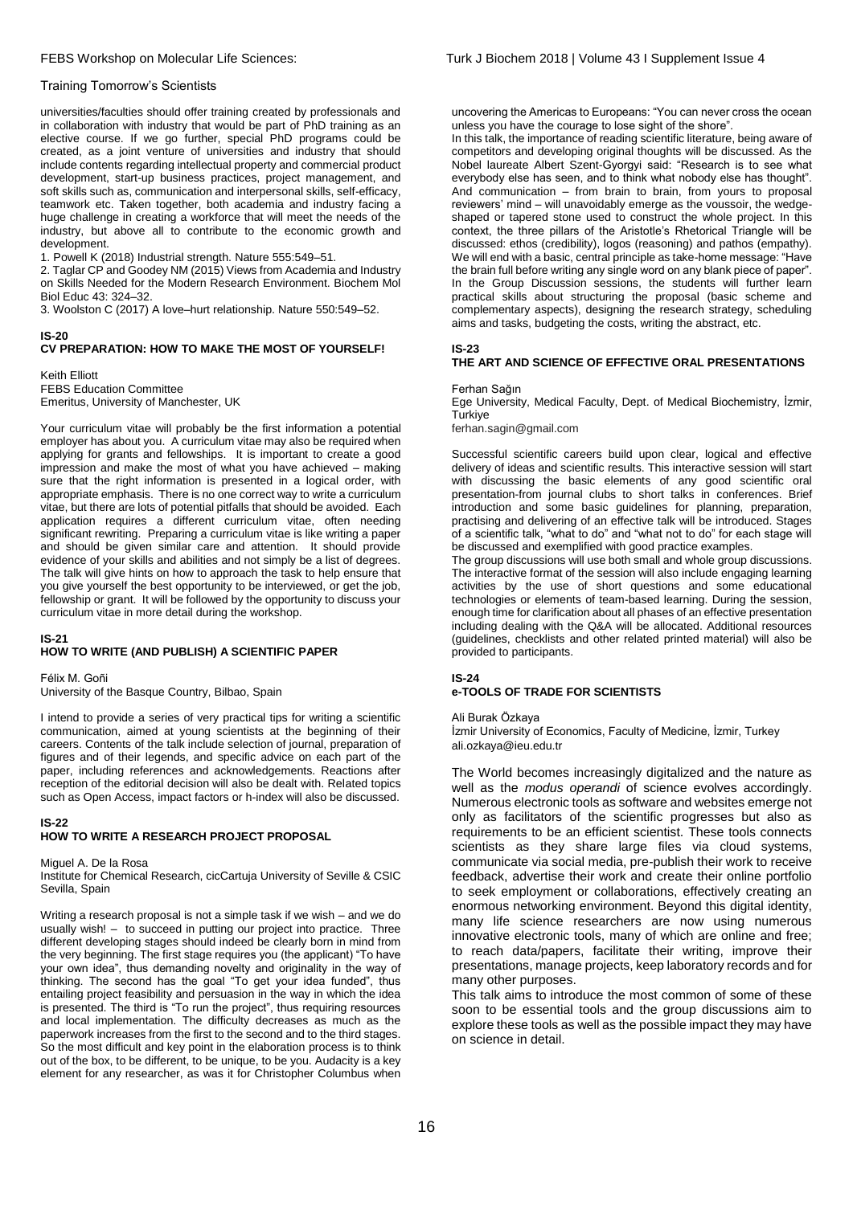universities/faculties should offer training created by professionals and in collaboration with industry that would be part of PhD training as an elective course. If we go further, special PhD programs could be created, as a joint venture of universities and industry that should include contents regarding intellectual property and commercial product development, start-up business practices, project management, and soft skills such as, communication and interpersonal skills, self-efficacy, teamwork etc. Taken together, both academia and industry facing a huge challenge in creating a workforce that will meet the needs of the industry, but above all to contribute to the economic growth and development.

1. Powell K (2018) Industrial strength. Nature 555:549–51.
2. Taglar CP and Goodey NM (2015) Views from Academia and Industry on Skills Needed for the Modern Research Environment. Biochem Mol Biol Educ 43: 324–32.
3. Woolston C (2017) A love–hurt relationship. Nature 550:549–52.

## IS-20
## CV PREPARATION: HOW TO MAKE THE MOST OF YOURSELF!

Keith Elliott
FEBS Education Committee
Emeritus, University of Manchester, UK

Your curriculum vitae will probably be the first information a potential employer has about you. A curriculum vitae may also be required when applying for grants and fellowships. It is important to create a good impression and make the most of what you have achieved – making sure that the right information is presented in a logical order, with appropriate emphasis. There is no one correct way to write a curriculum vitae, but there are lots of potential pitfalls that should be avoided. Each application requires a different curriculum vitae, often needing significant rewriting. Preparing a curriculum vitae is like writing a paper and should be given similar care and attention. It should provide evidence of your skills and abilities and not simply be a list of degrees. The talk will give hints on how to approach the task to help ensure that you give yourself the best opportunity to be interviewed, or get the job, fellowship or grant. It will be followed by the opportunity to discuss your curriculum vitae in more detail during the workshop.

## IS-21
## HOW TO WRITE (AND PUBLISH) A SCIENTIFIC PAPER

Félix M. Goñi
University of the Basque Country, Bilbao, Spain

I intend to provide a series of very practical tips for writing a scientific communication, aimed at young scientists at the beginning of their careers. Contents of the talk include selection of journal, preparation of figures and of their legends, and specific advice on each part of the paper, including references and acknowledgements. Reactions after reception of the editorial decision will also be dealt with. Related topics such as Open Access, impact factors or h-index will also be discussed.

## IS-22
## HOW TO WRITE A RESEARCH PROJECT PROPOSAL

Miguel A. De la Rosa
Institute for Chemical Research, cicCartuja University of Seville & CSIC Sevilla, Spain

Writing a research proposal is not a simple task if we wish – and we do usually wish! – to succeed in putting our project into practice. Three different developing stages should indeed be clearly born in mind from the very beginning. The first stage requires you (the applicant) "To have your own idea", thus demanding novelty and originality in the way of thinking. The second has the goal "To get your idea funded", thus entailing project feasibility and persuasion in the way in which the idea is presented. The third is "To run the project", thus requiring resources and local implementation. The difficulty decreases as much as the paperwork increases from the first to the second and to the third stages. So the most difficult and key point in the elaboration process is to think out of the box, to be different, to be unique, to be you. Audacity is a key element for any researcher, as was it for Christopher Columbus when uncovering the Americas to Europeans: "You can never cross the ocean unless you have the courage to lose sight of the shore".

In this talk, the importance of reading scientific literature, being aware of competitors and developing original thoughts will be discussed. As the Nobel laureate Albert Szent-Gyorgyi said: "Research is to see what everybody else has seen, and to think what nobody else has thought". And communication – from brain to brain, from yours to proposal reviewers' mind – will unavoidably emerge as the voussoir, the wedge-shaped or tapered stone used to construct the whole project. In this context, the three pillars of the Aristotle's Rhetorical Triangle will be discussed: ethos (credibility), logos (reasoning) and pathos (empathy). We will end with a basic, central principle as take-home message: "Have the brain full before writing any single word on any blank piece of paper". In the Group Discussion sessions, the students will further learn practical skills about structuring the proposal (basic scheme and complementary aspects), designing the research strategy, scheduling aims and tasks, budgeting the costs, writing the abstract, etc.

## IS-23
## THE ART AND SCIENCE OF EFFECTIVE ORAL PRESENTATIONS

Ferhan Sağın
Ege University, Medical Faculty, Dept. of Medical Biochemistry, İzmir, Turkiye
ferhan.sagin@gmail.com

Successful scientific careers build upon clear, logical and effective delivery of ideas and scientific results. This interactive session will start with discussing the basic elements of any good scientific oral presentation-from journal clubs to short talks in conferences. Brief introduction and some basic guidelines for planning, preparation, practising and delivering of an effective talk will be introduced. Stages of a scientific talk, "what to do" and "what not to do" for each stage will be discussed and exemplified with good practice examples.

The group discussions will use both small and whole group discussions. The interactive format of the session will also include engaging learning activities by the use of short questions and some educational technologies or elements of team-based learning. During the session, enough time for clarification about all phases of an effective presentation including dealing with the Q&A will be allocated. Additional resources (guidelines, checklists and other related printed material) will also be provided to participants.

## IS-24
## e-TOOLS OF TRADE FOR SCIENTISTS

Ali Burak Özkaya
İzmir University of Economics, Faculty of Medicine, İzmir, Turkey
ali.ozkaya@ieu.edu.tr

The World becomes increasingly digitalized and the nature as well as the *modus operandi* of science evolves accordingly. Numerous electronic tools as software and websites emerge not only as facilitators of the scientific progresses but also as requirements to be an efficient scientist. These tools connects scientists as they share large files via cloud systems, communicate via social media, pre-publish their work to receive feedback, advertise their work and create their online portfolio to seek employment or collaborations, effectively creating an enormous networking environment. Beyond this digital identity, many life science researchers are now using numerous innovative electronic tools, many of which are online and free; to reach data/papers, facilitate their writing, improve their presentations, manage projects, keep laboratory records and for many other purposes.

This talk aims to introduce the most common of some of these soon to be essential tools and the group discussions aim to explore these tools as well as the possible impact they may have on science in detail.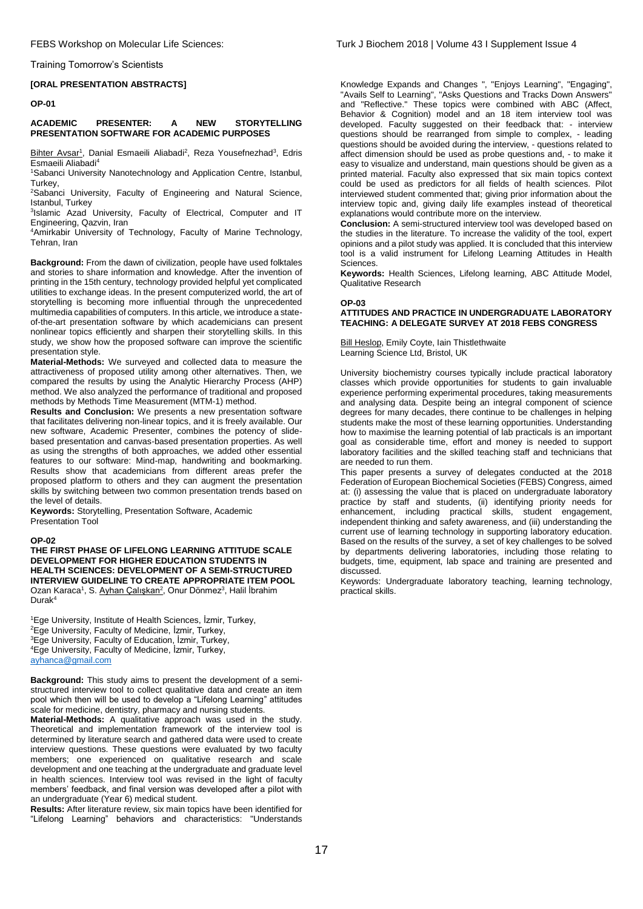Training Tomorrow's Scientists

**[ORAL PRESENTATION ABSTRACTS]**

**OP-01**

**ACADEMIC PRESENTER: A NEW STORYTELLING PRESENTATION SOFTWARE FOR ACADEMIC PURPOSES**

Bihter Avsar[1], Danial Esmaeili Aliabadi[2], Reza Yousefnezhad[3], Edris Esmaeili Aliabadi[4]

[1]Sabanci University Nanotechnology and Application Centre, Istanbul, Turkey,
[2]Sabanci University, Faculty of Engineering and Natural Science, Istanbul, Turkey
[3]Islamic Azad University, Faculty of Electrical, Computer and IT Engineering, Qazvin, Iran
[4]Amirkabir University of Technology, Faculty of Marine Technology, Tehran, Iran

**Background:** From the dawn of civilization, people have used folktales and stories to share information and knowledge. After the invention of printing in the 15th century, technology provided helpful yet complicated utilities to exchange ideas. In the present computerized world, the art of storytelling is becoming more influential through the unprecedented multimedia capabilities of computers. In this article, we introduce a state-of-the-art presentation software by which academicians can present nonlinear topics efficiently and sharpen their storytelling skills. In this study, we show how the proposed software can improve the scientific presentation style.

**Material-Methods:** We surveyed and collected data to measure the attractiveness of proposed utility among other alternatives. Then, we compared the results by using the Analytic Hierarchy Process (AHP) method. We also analyzed the performance of traditional and proposed methods by Methods Time Measurement (MTM-1) method.

**Results and Conclusion:** We presents a new presentation software that facilitates delivering non-linear topics, and it is freely available. Our new software, Academic Presenter, combines the potency of slide-based presentation and canvas-based presentation properties. As well as using the strengths of both approaches, we added other essential features to our software: Mind-map, handwriting and bookmarking. Results show that academicians from different areas prefer the proposed platform to others and they can augment the presentation skills by switching between two common presentation trends based on the level of details.

**Keywords:** Storytelling, Presentation Software, Academic Presentation Tool

**OP-02**

**THE FIRST PHASE OF LIFELONG LEARNING ATTITUDE SCALE DEVELOPMENT FOR HIGHER EDUCATION STUDENTS IN HEALTH SCIENCES: DEVELOPMENT OF A SEMI-STRUCTURED INTERVIEW GUIDELINE TO CREATE APPROPRIATE ITEM POOL**

Ozan Karaca[1], S. Ayhan Çalışkan[2], Onur Dönmez[3], Halil İbrahim Durak[4]

[1]Ege University, Institute of Health Sciences, İzmir, Turkey,
[2]Ege University, Faculty of Medicine, İzmir, Turkey,
[3]Ege University, Faculty of Education, İzmir, Turkey,
[4]Ege University, Faculty of Medicine, İzmir, Turkey,
ayhanca@gmail.com

**Background:** This study aims to present the development of a semi-structured interview tool to collect qualitative data and create an item pool which then will be used to develop a "Lifelong Learning" attitudes scale for medicine, dentistry, pharmacy and nursing students.

**Material-Methods:** A qualitative approach was used in the study. Theoretical and implementation framework of the interview tool is determined by literature search and gathered data were used to create interview questions. These questions were evaluated by two faculty members; one experienced on qualitative research and scale development and one teaching at the undergraduate and graduate level in health sciences. Interview tool was revised in the light of faculty members' feedback, and final version was developed after a pilot with an undergraduate (Year 6) medical student.

**Results:** After literature review, six main topics have been identified for "Lifelong Learning" behaviors and characteristics: "Understands Knowledge Expands and Changes ", "Enjoys Learning", "Engaging", "Avails Self to Learning", "Asks Questions and Tracks Down Answers" and "Reflective." These topics were combined with ABC (Affect, Behavior & Cognition) model and an 18 item interview tool was developed. Faculty suggested on their feedback that: - interview questions should be rearranged from simple to complex, - leading questions should be avoided during the interview, - questions related to affect dimension should be used as probe questions and, - to make it easy to visualize and understand, main questions should be given as a printed material. Faculty also expressed that six main topics context could be used as predictors for all fields of health sciences. Pilot interviewed student commented that; giving prior information about the interview topic and, giving daily life examples instead of theoretical explanations would contribute more on the interview.

**Conclusion:** A semi-structured interview tool was developed based on the studies in the literature. To increase the validity of the tool, expert opinions and a pilot study was applied. It is concluded that this interview tool is a valid instrument for Lifelong Learning Attitudes in Health Sciences.

**Keywords:** Health Sciences, Lifelong learning, ABC Attitude Model, Qualitative Research

**OP-03**

**ATTITUDES AND PRACTICE IN UNDERGRADUATE LABORATORY TEACHING: A DELEGATE SURVEY AT 2018 FEBS CONGRESS**

Bill Heslop, Emily Coyte, Iain Thistlethwaite
Learning Science Ltd, Bristol, UK

University biochemistry courses typically include practical laboratory classes which provide opportunities for students to gain invaluable experience performing experimental procedures, taking measurements and analysing data. Despite being an integral component of science degrees for many decades, there continue to be challenges in helping students make the most of these learning opportunities. Understanding how to maximise the learning potential of lab practicals is an important goal as considerable time, effort and money is needed to support laboratory facilities and the skilled teaching staff and technicians that are needed to run them.

This paper presents a survey of delegates conducted at the 2018 Federation of European Biochemical Societies (FEBS) Congress, aimed at: (i) assessing the value that is placed on undergraduate laboratory practice by staff and students, (ii) identifying priority needs for enhancement, including practical skills, student engagement, independent thinking and safety awareness, and (iii) understanding the current use of learning technology in supporting laboratory education. Based on the results of the survey, a set of key challenges to be solved by departments delivering laboratories, including those relating to budgets, time, equipment, lab space and training are presented and discussed.

Keywords: Undergraduate laboratory teaching, learning technology, practical skills.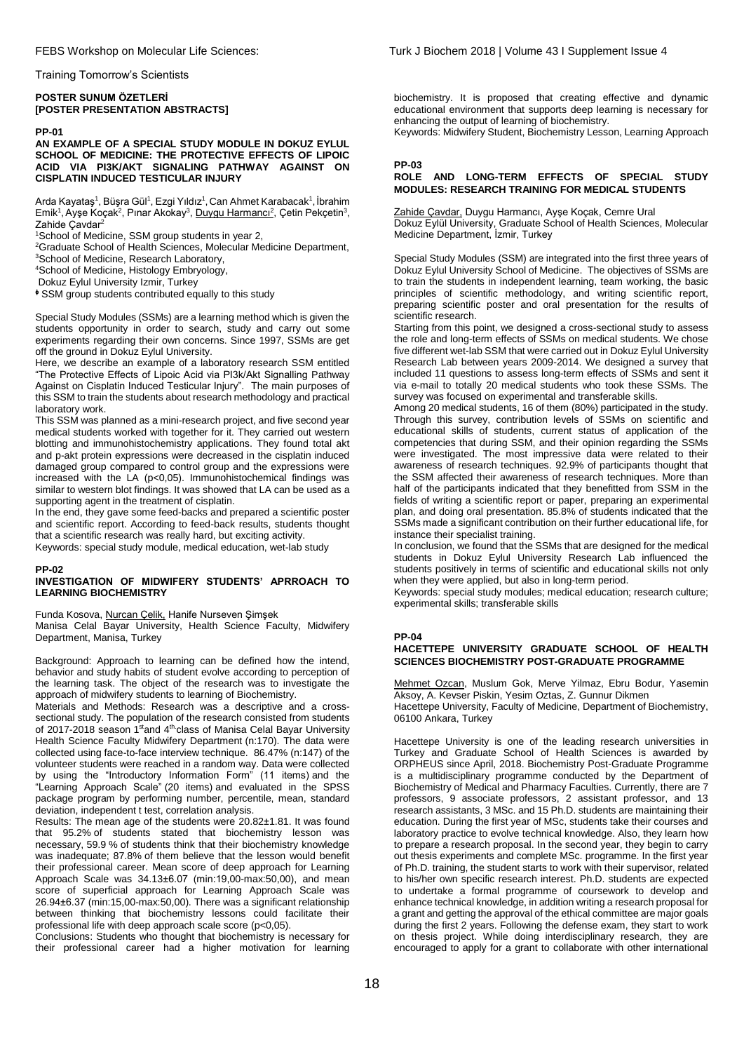## POSTER SUNUM ÖZETLERİ
## [POSTER PRESENTATION ABSTRACTS]

### PP-01

**AN EXAMPLE OF A SPECIAL STUDY MODULE IN DOKUZ EYLUL SCHOOL OF MEDICINE: THE PROTECTIVE EFFECTS OF LIPOIC ACID VIA PI3K/AKT SIGNALING PATHWAY AGAINST ON CISPLATIN INDUCED TESTICULAR INJURY**

Arda Kayataş[1], Büşra Gül[1], Ezgi Yıldız[1], Can Ahmet Karabacak[1], İbrahim Emik[1], Ayşe Koçak[2], Pınar Akokay[3], Duygu Harmancı[2], Çetin Pekçetin[3], Zahide Çavdar[2]

[1]School of Medicine, SSM group students in year 2,
[2]Graduate School of Health Sciences, Molecular Medicine Department,
[3]School of Medicine, Research Laboratory,
[4]School of Medicine, Histology Embryology,
Dokuz Eylul University Izmir, Turkey

♦ SSM group students contributed equally to this study

Special Study Modules (SSMs) are a learning method which is given the students opportunity in order to search, study and carry out some experiments regarding their own concerns. Since 1997, SSMs are get off the ground in Dokuz Eylul University.

Here, we describe an example of a laboratory research SSM entitled "The Protective Effects of Lipoic Acid via PI3k/Akt Signalling Pathway Against on Cisplatin Induced Testicular Injury". The main purposes of this SSM to train the students about research methodology and practical laboratory work.

This SSM was planned as a mini-research project, and five second year medical students worked with together for it. They carried out western blotting and immunohistochemistry applications. They found total akt and p-akt protein expressions were decreased in the cisplatin induced damaged group compared to control group and the expressions were increased with the LA ($p<0,05$). Immunohistochemical findings was similar to western blot findings. It was showed that LA can be used as a supporting agent in the treatment of cisplatin.

In the end, they gave some feed-backs and prepared a scientific poster and scientific report. According to feed-back results, students thought that a scientific research was really hard, but exciting activity.

Keywords: special study module, medical education, wet-lab study

### PP-02

**INVESTIGATION OF MIDWIFERY STUDENTS' APRROACH TO LEARNING BIOCHEMISTRY**

Funda Kosova, Nurcan Çelik, Hanife Nurseven Şimşek
Manisa Celal Bayar University, Health Science Faculty, Midwifery Department, Manisa, Turkey

Background: Approach to learning can be defined how the intend, behavior and study habits of student evolve according to perception of the learning task. The object of the research was to investigate the approach of midwifery students to learning of Biochemistry.

Materials and Methods: Research was a descriptive and a cross-sectional study. The population of the research consisted from students of 2017-2018 season 1st and 4th class of Manisa Celal Bayar University Health Science Faculty Midwifery Department (n:170). The data were collected using face-to-face interview technique. 86.47% (n:147) of the volunteer students were reached in a random way. Data were collected by using the "Introductory Information Form" (11 items) and the "Learning Approach Scale" (20 items) and evaluated in the SPSS package program by performing number, percentile, mean, standard deviation, independent t test, correlation analysis.

Results: The mean age of the students were 20.82±1.81. It was found that 95.2% of students stated that biochemistry lesson was necessary, 59.9 % of students think that their biochemistry knowledge was inadequate; 87.8% of them believe that the lesson would benefit their professional career. Mean score of deep approach for Learning Approach Scale was 34.13±6.07 (min:19,00-max:50,00), and mean score of superficial approach for Learning Approach Scale was 26.94±6.37 (min:15,00-max:50,00). There was a significant relationship between thinking that biochemistry lessons could facilitate their professional life with deep approach scale score ($p<0,05$).

Conclusions: Students who thought that biochemistry is necessary for their professional career had a higher motivation for learning biochemistry. It is proposed that creating effective and dynamic educational environment that supports deep learning is necessary for enhancing the output of learning of biochemistry.

Keywords: Midwifery Student, Biochemistry Lesson, Learning Approach

### PP-03

**ROLE AND LONG-TERM EFFECTS OF SPECIAL STUDY MODULES: RESEARCH TRAINING FOR MEDICAL STUDENTS**

Zahide Çavdar, Duygu Harmancı, Ayşe Koçak, Cemre Ural
Dokuz Eylül University, Graduate School of Health Sciences, Molecular Medicine Department, İzmir, Turkey

Special Study Modules (SSM) are integrated into the first three years of Dokuz Eylul University School of Medicine. The objectives of SSMs are to train the students in independent learning, team working, the basic principles of scientific methodology, and writing scientific report, preparing scientific poster and oral presentation for the results of scientific research.

Starting from this point, we designed a cross-sectional study to assess the role and long-term effects of SSMs on medical students. We chose five different wet-lab SSM that were carried out in Dokuz Eylul University Research Lab between years 2009-2014. We designed a survey that included 11 questions to assess long-term effects of SSMs and sent it via e-mail to totally 20 medical students who took these SSMs. The survey was focused on experimental and transferable skills.

Among 20 medical students, 16 of them (80%) participated in the study. Through this survey, contribution levels of SSMs on scientific and educational skills of students, current status of application of the competencies that during SSM, and their opinion regarding the SSMs were investigated. The most impressive data were related to their awareness of research techniques. 92.9% of participants thought that the SSM affected their awareness of research techniques. More than half of the participants indicated that they benefitted from SSM in the fields of writing a scientific report or paper, preparing an experimental plan, and doing oral presentation. 85.8% of students indicated that the SSMs made a significant contribution on their further educational life, for instance their specialist training.

In conclusion, we found that the SSMs that are designed for the medical students in Dokuz Eylul University Research Lab influenced the students positively in terms of scientific and educational skills not only when they were applied, but also in long-term period.

Keywords: special study modules; medical education; research culture; experimental skills; transferable skills

### PP-04

**HACETTEPE UNIVERSITY GRADUATE SCHOOL OF HEALTH SCIENCES BIOCHEMISTRY POST-GRADUATE PROGRAMME**

Mehmet Ozcan, Muslum Gok, Merve Yilmaz, Ebru Bodur, Yasemin Aksoy, A. Kevser Piskin, Yesim Oztas, Z. Gunnur Dikmen
Hacettepe University, Faculty of Medicine, Department of Biochemistry, 06100 Ankara, Turkey

Hacettepe University is one of the leading research universities in Turkey and Graduate School of Health Sciences is awarded by ORPHEUS since April, 2018. Biochemistry Post-Graduate Programme is a multidisciplinary programme conducted by the Department of Biochemistry of Medical and Pharmacy Faculties. Currently, there are 7 professors, 9 associate professors, 2 assistant professor, and 13 research assistants, 3 MSc. and 15 Ph.D. students are maintaining their education. During the first year of MSc, students take their courses and laboratory practice to evolve technical knowledge. Also, they learn how to prepare a research proposal. In the second year, they begin to carry out thesis experiments and complete MSc. programme. In the first year of Ph.D. training, the student starts to work with their supervisor, related to his/her own specific research interest. Ph.D. students are expected to undertake a formal programme of coursework to develop and enhance technical knowledge, in addition writing a research proposal for a grant and getting the approval of the ethical committee are major goals during the first 2 years. Following the defense exam, they start to work on thesis project. While doing interdisciplinary research, they are encouraged to apply for a grant to collaborate with other international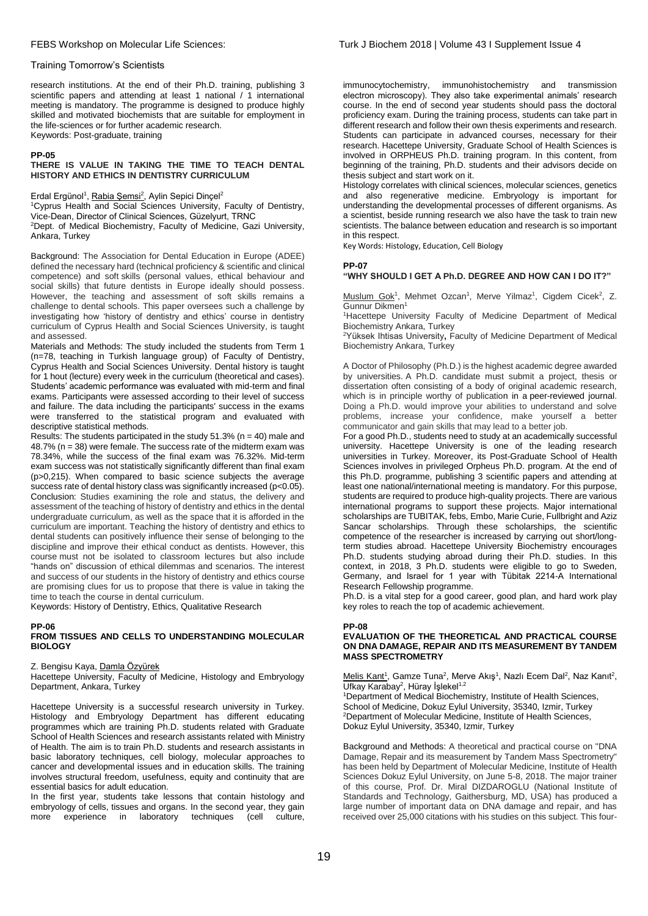research institutions. At the end of their Ph.D. training, publishing 3 scientific papers and attending at least 1 national / 1 international meeting is mandatory. The programme is designed to produce highly skilled and motivated biochemists that are suitable for employment in the life-sciences or for further academic research.
Keywords: Post-graduate, training

**PP-05**

### THERE IS VALUE IN TAKING THE TIME TO TEACH DENTAL HISTORY AND ETHICS IN DENTISTRY CURRICULUM

Erdal Ergünol[1], Rabia Şemsi[2], Aylin Sepici Dinçel[2]

[1]Cyprus Health and Social Sciences University, Faculty of Dentistry, Vice-Dean, Director of Clinical Sciences, Güzelyurt, TRNC
[2]Dept. of Medical Biochemistry, Faculty of Medicine, Gazi University, Ankara, Turkey

Background: The Association for Dental Education in Europe (ADEE) defined the necessary hard (technical proficiency & scientific and clinical competence) and soft skills (personal values, ethical behaviour and social skills) that future dentists in Europe ideally should possess. However, the teaching and assessment of soft skills remains a challenge to dental schools. This paper oversees such a challenge by investigating how 'history of dentistry and ethics' course in dentistry curriculum of Cyprus Health and Social Sciences University, is taught and assessed.

Materials and Methods: The study included the students from Term 1 (n=78, teaching in Turkish language group) of Faculty of Dentistry, Cyprus Health and Social Sciences University. Dental history is taught for 1 hout (lecture) every week in the curriculum (theoretical and cases). Students' academic performance was evaluated with mid-term and final exams. Participants were assessed according to their level of success and failure. The data including the participants' success in the exams were transferred to the statistical program and evaluated with descriptive statistical methods.

Results: The students participated in the study 51.3% (n = 40) male and 48.7% (n = 38) were female. The success rate of the midterm exam was 78.34%, while the success of the final exam was 76.32%. Mid-term exam success was not statistically significantly different than final exam (p>0,215). When compared to basic science subjects the average success rate of dental history class was significantly increased (p<0.05).

Conclusion: Studies examining the role and status, the delivery and assessment of the teaching of history of dentistry and ethics in the dental undergraduate curriculum, as well as the space that it is afforded in the curriculum are important. Teaching the history of dentistry and ethics to dental students can positively influence their sense of belonging to the discipline and improve their ethical conduct as dentists. However, this course must not be isolated to classroom lectures but also include "hands on" discussion of ethical dilemmas and scenarios. The interest and success of our students in the history of dentistry and ethics course are promising clues for us to propose that there is value in taking the time to teach the course in dental curriculum.

Keywords: History of Dentistry, Ethics, Qualitative Research

**PP-06**

### FROM TISSUES AND CELLS TO UNDERSTANDING MOLECULAR BIOLOGY

Z. Bengisu Kaya, Damla Özyürek

Hacettepe University, Faculty of Medicine, Histology and Embryology Department, Ankara, Turkey

Hacettepe University is a successful research university in Turkey. Histology and Embryology Department has different educating programmes which are training Ph.D. students related with Graduate School of Health Sciences and research assistants related with Ministry of Health. The aim is to train Ph.D. students and research assistants in basic laboratory techniques, cell biology, molecular approaches to cancer and developmental issues and in education skills. The training involves structural freedom, usefulness, equity and continuity that are essential basics for adult education.

In the first year, students take lessons that contain histology and embryology of cells, tissues and organs. In the second year, they gain more experience in laboratory techniques (cell culture, immunocytochemistry, immunohistochemistry and transmission electron microscopy). They also take experimental animals' research course. In the end of second year students should pass the doctoral proficiency exam. During the training process, students can take part in different research and follow their own thesis experiments and research. Students can participate in advanced courses, necessary for their research. Hacettepe University, Graduate School of Health Sciences is involved in ORPHEUS Ph.D. training program. In this content, from beginning of the training, Ph.D. students and their advisors decide on thesis subject and start work on it.

Histology correlates with clinical sciences, molecular sciences, genetics and also regenerative medicine. Embryology is important for understanding the developmental processes of different organisms. As a scientist, beside running research we also have the task to train new scientists. The balance between education and research is so important in this respect.

Key Words: Histology, Education, Cell Biology

**PP-07**

### "WHY SHOULD I GET A Ph.D. DEGREE AND HOW CAN I DO IT?"

Muslum Gok[1], Mehmet Ozcan[1], Merve Yilmaz[1], Cigdem Cicek[2], Z. Gunnur Dikmen[1]

[1]Hacettepe University Faculty of Medicine Department of Medical Biochemistry Ankara, Turkey
[2]Yüksek Ihtisas University, Faculty of Medicine Department of Medical Biochemistry Ankara, Turkey

A Doctor of Philosophy (Ph.D.) is the highest academic degree awarded by universities. A Ph.D. candidate must submit a project, thesis or dissertation often consisting of a body of original academic research, which is in principle worthy of publication in a peer-reviewed journal. Doing a Ph.D. would improve your abilities to understand and solve problems, increase your confidence, make yourself a better communicator and gain skills that may lead to a better job.

For a good Ph.D., students need to study at an academically successful university. Hacettepe University is one of the leading research universities in Turkey. Moreover, its Post-Graduate School of Health Sciences involves in privileged Orpheus Ph.D. program. At the end of this Ph.D. programme, publishing 3 scientific papers and attending at least one national/international meeting is mandatory. For this purpose, students are required to produce high-quality projects. There are various international programs to support these projects. Major international scholarships are TUBITAK, febs, Embo, Marie Curie, Fullbright and Aziz Sancar scholarships. Through these scholarships, the scientific competence of the researcher is increased by carrying out short/long-term studies abroad. Hacettepe University Biochemistry encourages Ph.D. students studying abroad during their Ph.D. studies. In this context, in 2018, 3 Ph.D. students were eligible to go to Sweden, Germany, and Israel for 1 year with Tübitak 2214-A International Research Fellowship programme.

Ph.D. is a vital step for a good career, good plan, and hard work play key roles to reach the top of academic achievement.

**PP-08**

### EVALUATION OF THE THEORETICAL AND PRACTICAL COURSE ON DNA DAMAGE, REPAIR AND ITS MEASUREMENT BY TANDEM MASS SPECTROMETRY

Melis Kant[1], Gamze Tuna[2], Merve Akış[1], Nazlı Ecem Dal[2], Naz Kanıt[2], Ufkay Karabay[2], Hüray İşlekel[1,2]

[1]Department of Medical Biochemistry, Institute of Health Sciences, School of Medicine, Dokuz Eylul University, 35340, Izmir, Turkey
[2]Department of Molecular Medicine, Institute of Health Sciences, Dokuz Eylul University, 35340, Izmir, Turkey

Background and Methods: A theoretical and practical course on "DNA Damage, Repair and its measurement by Tandem Mass Spectrometry" has been held by Department of Molecular Medicine, Institute of Health Sciences Dokuz Eylul University, on June 5-8, 2018. The major trainer of this course, Prof. Dr. Miral DIZDAROGLU (National Institute of Standards and Technology, Gaithersburg, MD, USA) has produced a large number of important data on DNA damage and repair, and has received over 25,000 citations with his studies on this subject. This four-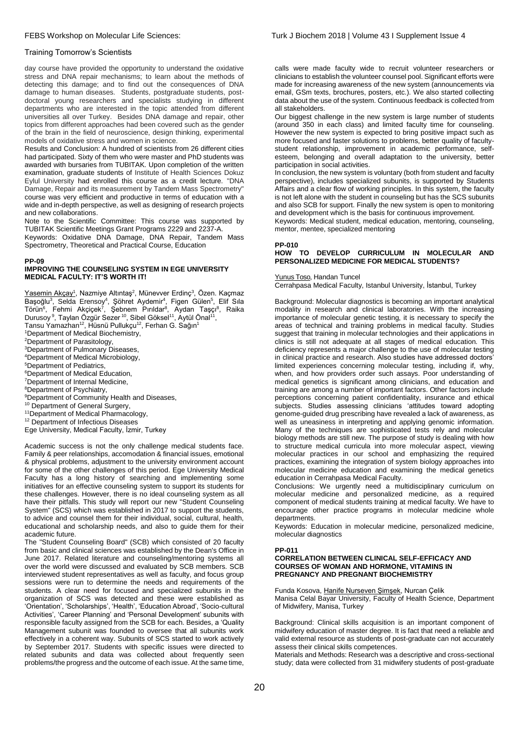day course have provided the opportunity to understand the oxidative stress and DNA repair mechanisms; to learn about the methods of detecting this damage; and to find out the consequences of DNA damage to human diseases. Students, postgraduate students, post-doctoral young researchers and specialists studying in different departments who are interested in the topic attended from different universities all over Turkey. Besides DNA damage and repair, other topics from different approaches had been covered such as the gender of the brain in the field of neuroscience, design thinking, experimental models of oxidative stress and women in science.

Results and Conclusion: A hundred of scientists from 26 different cities had participated. Sixty of them who were master and PhD students was awarded with bursaries from TUBITAK. Upon completion of the written examination, graduate students of Institute of Health Sciences Dokuz Eylul University had enrolled this course as a credit lecture. "DNA Damage, Repair and its measurement by Tandem Mass Spectrometry" course was very efficient and productive in terms of education with a wide and in-depth perspective, as well as designing of research projects and new collaborations.

Note to the Scientific Committee: This course was supported by TUBITAK Scientific Meetings Grant Programs 2229 and 2237-A.

Keywords: Oxidative DNA Damage, DNA Repair, Tandem Mass Spectrometry, Theoretical and Practical Course, Education

### PP-09

### IMPROVING THE COUNSELING SYSTEM IN EGE UNIVERSITY MEDICAL FACULTY: IT'S WORTH IT!

Yasemin Akçay[1], Nazmiye Altıntaş[2], Münevver Erdinç[3], Özen. Kaçmaz Başoğlu[3], Selda Erensoy[4], Şöhret Aydemir[4], Figen Gülen[5], Elif Sıla Törün[6], Fehmi Akçiçek[7], Şebnem Pırıldar[8], Aydan Taşçı[8], Raika Durusoy[9], Taylan Özgür Sezer[10], Sibel Göksel[11], Aytül Önal[11], Tansu Yamazhan[12], Hüsnü Pullukçu[12], Ferhan G. Sağın[1]

[1]Department of Medical Biochemistry,
[2]Department of Parasitology,
[3]Department of Pulmonary Diseases,
[4]Department of Medical Microbiology,
[5]Department of Pediatrics,
[6]Department of Medical Education,
[7]Department of Internal Medicine,
[8]Department of Psychiatry,
[9]Department of Community Health and Diseases,
[10] Department of General Surgery,
[11]Department of Medical Pharmacology,
[12] Department of Infectious Diseases
Ege University, Medical Faculty, İzmir, Turkey

Academic success is not the only challenge medical students face. Family & peer relationships, accomodation & financial issues, emotional & physical problems, adjustment to the university environment account for some of the other challenges of this period. Ege University Medical Faculty has a long history of searching and implementing some initiatives for an effective counseling system to support its students for these challenges. However, there is no ideal counseling system as all have their pitfalls. This study will report our new "Student Counseling System" (SCS) which was established in 2017 to support the students, to advice and counsel them for their individual, social, cultural, health, educational and scholarship needs, and also to guide them for their academic future.

The "Student Counseling Board" (SCB) which consisted of 20 faculty from basic and clinical sciences was established by the Dean's Office in June 2017. Related literature and counseling/mentoring systems all over the world were discussed and evaluated by SCB members. SCB interviewed student representatives as well as faculty, and focus group sessions were run to determine the needs and requirements of the students. A clear need for focused and specialized subunits in the organization of SCS was detected and these were established as 'Orientation', 'Scholarships', 'Health', 'Education Abroad', 'Socio-cultural Activities', 'Career Planning' and 'Personal Development' subunits with responsible faculty assigned from the SCB for each. Besides, a 'Quality Management subunit was founded to oversee that all subunits work effectively in a coherent way. Subunits of SCS started to work actively by September 2017. Students with specific issues were directed to related subunits and data was collected about frequently seen problems/the progress and the outcome of each issue. At the same time, calls were made faculty wide to recruit volunteer researchers or clinicians to establish the volunteer counsel pool. Significant efforts were made for increasing awareness of the new system (announcements via email, GSm texts, brochures, posters, etc.). We also started collecting data about the use of the system. Continuous feedback is collected from all stakeholders.

Our biggest challenge in the new system is large number of students (around 350 in each class) and limited faculty time for counseling. However the new system is expected to bring positive impact such as more focused and faster solutions to problems, better quality of faculty-student relationship, improvement in academic performance, self-esteem, belonging and overall adaptation to the university, better participation in social activities.

In conclusion, the new system is voluntary (both from student and faculty perspective), includes specialized subunits, is supported by Students Affairs and a clear flow of working principles. In this system, the faculty is not left alone with the student in counseling but has the SCS subunits and also SCB for support. Finally the new system is open to monitoring and development which is the basis for continuous improvement.

Keywords: Medical student, medical education, mentoring, counseling, mentor, mentee, specialized mentoring

### PP-010

### HOW TO DEVELOP CURRICULUM IN MOLECULAR AND PERSONALIZED MEDICINE FOR MEDICAL STUDENTS?

Yunus Toso, Handan Tuncel
Cerrahpasa Medical Faculty, Istanbul University, İstanbul, Turkey

Background: Molecular diagnostics is becoming an important analytical modality in research and clinical laboratories. With the increasing importance of molecular genetic testing, it is necessary to specify the areas of technical and training problems in medical faculty. Studies suggest that training in molecular technologies and their applications in clinics is still not adequate at all stages of medical education. This deficiency represents a major challenge to the use of molecular testing in clinical practice and research. Also studies have addressed doctors' limited experiences concerning molecular testing, including if, why, when, and how providers order such assays. Poor understanding of medical genetics is significant among clinicians, and education and training are among a number of important factors. Other factors include perceptions concerning patient confidentiality, insurance and ethical subjects. Studies assessing clinicians 'attitudes toward adopting genome-guided drug prescribing have revealed a lack of awareness, as well as uneasiness in interpreting and applying genomic information. Many of the techniques are sophisticated tests rely and molecular biology methods are still new. The purpose of study is dealing with how to structure medical curricula into more molecular aspect, viewing molecular practices in our school and emphasizing the required practices, examining the integration of system biology approaches into molecular medicine education and examining the medical genetics education in Cerrahpasa Medical Faculty.

Conclusions: We urgently need a multidisciplinary curriculum on molecular medicine and personalized medicine, as a required component of medical students training at medical faculty. We have to encourage other practice programs in molecular medicine whole departments.

Keywords: Education in molecular medicine, personalized medicine, molecular diagnostics

### PP-011

### CORRELATION BETWEEN CLINICAL SELF-EFFICACY AND COURSES OF WOMAN AND HORMONE, VITAMINS IN PREGNANCY AND PREGNANT BIOCHEMISTRY

Funda Kosova, Hanife Nurseven Şimşek, Nurcan Çelik
Manisa Celal Bayar University, Faculty of Health Science, Department of Midwifery, Manisa, Turkey

Background: Clinical skills acquisition is an important component of midwifery education of master degree. It is fact that need a reliable and valid external resource as students of post-graduate can not accurately assess their clinical skills competences.

Materials and Methods: Research was a descriptive and cross-sectional study; data were collected from 31 midwifery students of post-graduate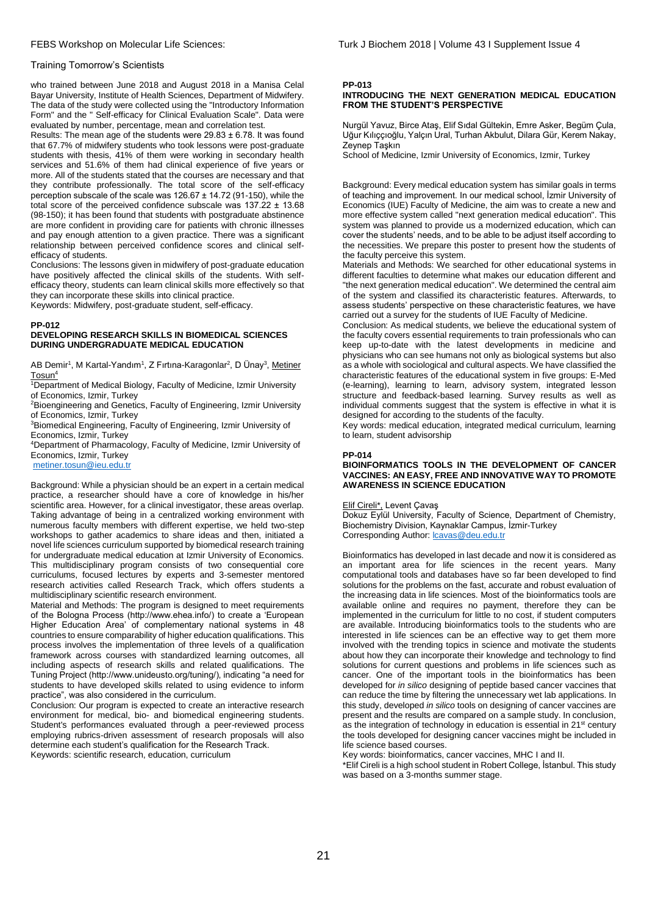who trained between June 2018 and August 2018 in a Manisa Celal Bayar University, Institute of Health Sciences, Department of Midwifery. The data of the study were collected using the "Introductory Information Form" and the " Self-efficacy for Clinical Evaluation Scale". Data were evaluated by number, percentage, mean and correlation test.

Results: The mean age of the students were 29.83 ± 6.78. It was found that 67.7% of midwifery students who took lessons were post-graduate students with thesis, 41% of them were working in secondary health services and 51.6% of them had clinical experience of five years or more. All of the students stated that the courses are necessary and that they contribute professionally. The total score of the self-efficacy perception subscale of the scale was 126.67 ± 14.72 (91-150), while the total score of the perceived confidence subscale was 137.22 ± 13.68 (98-150); it has been found that students with postgraduate abstinence are more confident in providing care for patients with chronic illnesses and pay enough attention to a given practice. There was a significant relationship between perceived confidence scores and clinical self-efficacy of students.

Conclusions: The lessons given in midwifery of post-graduate education have positively affected the clinical skills of the students. With self-efficacy theory, students can learn clinical skills more effectively so that they can incorporate these skills into clinical practice.

Keywords: Midwifery, post-graduate student, self-efficacy.

### PP-012

### DEVELOPING RESEARCH SKILLS IN BIOMEDICAL SCIENCES DURING UNDERGRADUATE MEDICAL EDUCATION

AB Demir[1], M Kartal-Yandım[1], Z Fırtına-Karagonlar[2], D Ünay[3], Metiner Tosun[4]

[1]Department of Medical Biology, Faculty of Medicine, Izmir University of Economics, Izmir, Turkey

[2]Bioengineering and Genetics, Faculty of Engineering, Izmir University of Economics, Izmir, Turkey

[3]Biomedical Engineering, Faculty of Engineering, Izmir University of Economics, Izmir, Turkey

[4]Department of Pharmacology, Faculty of Medicine, Izmir University of Economics, Izmir, Turkey

metiner.tosun@ieu.edu.tr

Background: While a physician should be an expert in a certain medical practice, a researcher should have a core of knowledge in his/her scientific area. However, for a clinical investigator, these areas overlap. Taking advantage of being in a centralized working environment with numerous faculty members with different expertise, we held two-step workshops to gather academics to share ideas and then, initiated a novel life sciences curriculum supported by biomedical research training for undergraduate medical education at Izmir University of Economics. This multidisciplinary program consists of two consequential core curriculums, focused lectures by experts and 3-semester mentored research activities called Research Track, which offers students a multidisciplinary scientific research environment.

Material and Methods: The program is designed to meet requirements of the Bologna Process (http://www.ehea.info/) to create a 'European Higher Education Area' of complementary national systems in 48 countries to ensure comparability of higher education qualifications. This process involves the implementation of three levels of a qualification framework across courses with standardized learning outcomes, all including aspects of research skills and related qualifications. The Tuning Project (http://www.unideusto.org/tuning/), indicating "a need for students to have developed skills related to using evidence to inform practice", was also considered in the curriculum.

Conclusion: Our program is expected to create an interactive research environment for medical, bio- and biomedical engineering students. Student's performances evaluated through a peer-reviewed process employing rubrics-driven assessment of research proposals will also determine each student's qualification for the Research Track.

Keywords: scientific research, education, curriculum

### PP-013

### INTRODUCING THE NEXT GENERATION MEDICAL EDUCATION FROM THE STUDENT'S PERSPECTIVE

Nurgül Yavuz, Birce Ataş, Elif Sıdal Gültekin, Emre Asker, Begüm Çula, Uğur Kılıççıoğlu, Yalçın Ural, Turhan Akbulut, Dilara Gür, Kerem Nakay, Zeynep Taşkın

School of Medicine, Izmir University of Economics, Izmir, Turkey

Background: Every medical education system has similar goals in terms of teaching and improvement. In our medical school, İzmir University of Economics (IUE) Faculty of Medicine, the aim was to create a new and more effective system called "next generation medical education". This system was planned to provide us a modernized education, which can cover the students' needs, and to be able to be adjust itself according to the necessities. We prepare this poster to present how the students of the faculty perceive this system.

Materials and Methods: We searched for other educational systems in different faculties to determine what makes our education different and "the next generation medical education". We determined the central aim of the system and classified its characteristic features. Afterwards, to assess students' perspective on these characteristic features, we have carried out a survey for the students of IUE Faculty of Medicine.

Conclusion: As medical students, we believe the educational system of the faculty covers essential requirements to train professionals who can keep up-to-date with the latest developments in medicine and physicians who can see humans not only as biological systems but also as a whole with sociological and cultural aspects. We have classified the characteristic features of the educational system in five groups: E-Med (e-learning), learning to learn, advisory system, integrated lesson structure and feedback-based learning. Survey results as well as individual comments suggest that the system is effective in what it is designed for according to the students of the faculty.

Key words: medical education, integrated medical curriculum, learning to learn, student advisorship

### PP-014

### BIOINFORMATICS TOOLS IN THE DEVELOPMENT OF CANCER VACCINES: AN EASY, FREE AND INNOVATIVE WAY TO PROMOTE AWARENESS IN SCIENCE EDUCATION

Elif Cireli*, Levent Çavaş

Dokuz Eylül University, Faculty of Science, Department of Chemistry, Biochemistry Division, Kaynaklar Campus, İzmir-Turkey

Corresponding Author: lcavas@deu.edu.tr

Bioinformatics has developed in last decade and now it is considered as an important area for life sciences in the recent years. Many computational tools and databases have so far been developed to find solutions for the problems on the fast, accurate and robust evaluation of the increasing data in life sciences. Most of the bioinformatics tools are available online and requires no payment, therefore they can be implemented in the curriculum for little to no cost, if student computers are available. Introducing bioinformatics tools to the students who are interested in life sciences can be an effective way to get them more involved with the trending topics in science and motivate the students about how they can incorporate their knowledge and technology to find solutions for current questions and problems in life sciences such as cancer. One of the important tools in the bioinformatics has been developed for *in silico* designing of peptide based cancer vaccines that can reduce the time by filtering the unnecessary wet lab applications. In this study, developed *in silico* tools on designing of cancer vaccines are present and the results are compared on a sample study. In conclusion, as the integration of technology in education is essential in 21st century the tools developed for designing cancer vaccines might be included in life science based courses.

Key words: bioinformatics, cancer vaccines, MHC I and II.

*Elif Cireli is a high school student in Robert College, İstanbul. This study was based on a 3-months summer stage.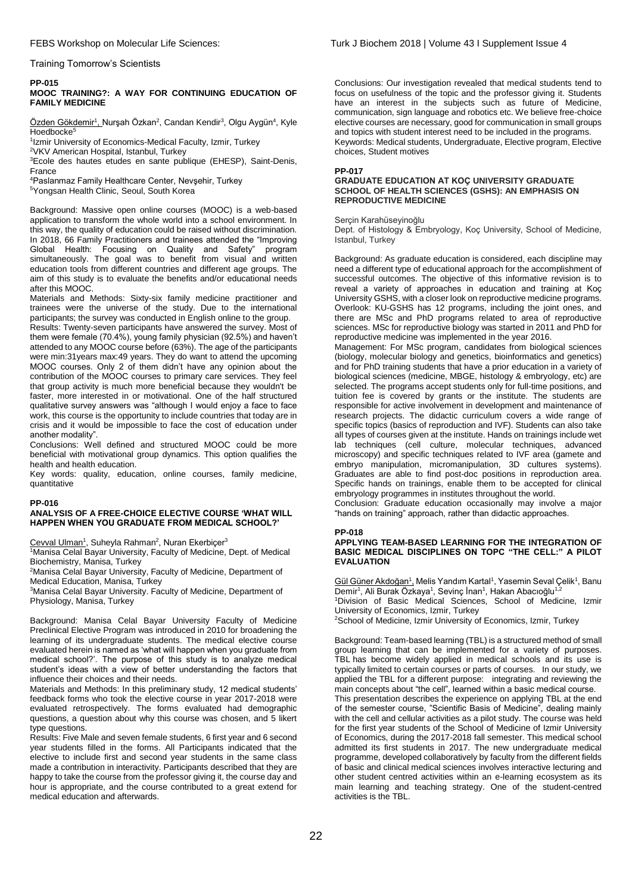Training Tomorrow's Scientists

## PP-015

### MOOC TRAINING?: A WAY FOR CONTINUING EDUCATION OF FAMILY MEDICINE

Özden Gökdemir[1], Nurşah Özkan[2], Candan Kendir[3], Olgu Aygün[4], Kyle Hoedbocke[5]

[1]Izmir University of Economics-Medical Faculty, Izmir, Turkey
[2]VKV American Hospital, Istanbul, Turkey
[3]Ecole des hautes etudes en sante publique (EHESP), Saint-Denis, France
[4]Paslanmaz Family Healthcare Center, Nevşehir, Turkey
[5]Yongsan Health Clinic, Seoul, South Korea

Background: Massive open online courses (MOOC) is a web-based application to transform the whole world into a school environment. In this way, the quality of education could be raised without discrimination. In 2018, 66 Family Practitioners and trainees attended the "Improving Global Health: Focusing on Quality and Safety" program simultaneously. The goal was to benefit from visual and written education tools from different countries and different age groups. The aim of this study is to evaluate the benefits and/or educational needs after this MOOC.

Materials and Methods: Sixty-six family medicine practitioner and trainees were the universe of the study. Due to the international participants; the survey was conducted in English online to the group.

Results: Twenty-seven participants have answered the survey. Most of them were female (70.4%), young family physician (92.5%) and haven't attended to any MOOC course before (63%). The age of the participants were min:31years max:49 years. They do want to attend the upcoming MOOC courses. Only 2 of them didn't have any opinion about the contribution of the MOOC courses to primary care services. They feel that group activity is much more beneficial because they wouldn't be faster, more interested in or motivational. One of the half structured qualitative survey answers was "although I would enjoy a face to face work, this course is the opportunity to include countries that today are in crisis and it would be impossible to face the cost of education under another modality".

Conclusions: Well defined and structured MOOC could be more beneficial with motivational group dynamics. This option qualifies the health and health education.

Key words: quality, education, online courses, family medicine, quantitative

## PP-016

### ANALYSIS OF A FREE-CHOICE ELECTIVE COURSE 'WHAT WILL HAPPEN WHEN YOU GRADUATE FROM MEDICAL SCHOOL?'

Cevval Ulman[1], Suheyla Rahman[2], Nuran Ekerbiçer[3]

[1]Manisa Celal Bayar University, Faculty of Medicine, Dept. of Medical Biochemistry, Manisa, Turkey
[2]Manisa Celal Bayar University, Faculty of Medicine, Department of Medical Education, Manisa, Turkey
[3]Manisa Celal Bayar University. Faculty of Medicine, Department of Physiology, Manisa, Turkey

Background: Manisa Celal Bayar University Faculty of Medicine Preclinical Elective Program was introduced in 2010 for broadening the learning of its undergraduate students. The medical elective course evaluated herein is named as 'what will happen when you graduate from medical school?'. The purpose of this study is to analyze medical student's ideas with a view of better understanding the factors that influence their choices and their needs.

Materials and Methods: In this preliminary study, 12 medical students' feedback forms who took the elective course in year 2017-2018 were evaluated retrospectively. The forms evaluated had demographic questions, a question about why this course was chosen, and 5 likert type questions.

Results: Five Male and seven female students, 6 first year and 6 second year students filled in the forms. All Participants indicated that the elective to include first and second year students in the same class made a contribution in interactivity. Participants described that they are happy to take the course from the professor giving it, the course day and hour is appropriate, and the course contributed to a great extend for medical education and afterwards.

Conclusions: Our investigation revealed that medical students tend to focus on usefulness of the topic and the professor giving it. Students have an interest in the subjects such as future of Medicine, communication, sign language and robotics etc. We believe free-choice elective courses are necessary, good for communication in small groups and topics with student interest need to be included in the programs.

Keywords: Medical students, Undergraduate, Elective program, Elective choices, Student motives

## PP-017

### GRADUATE EDUCATION AT KOÇ UNIVERSITY GRADUATE SCHOOL OF HEALTH SCIENCES (GSHS): AN EMPHASIS ON REPRODUCTIVE MEDICINE

Serçin Karahüseyinoğlu

Dept. of Histology & Embryology, Koç University, School of Medicine, Istanbul, Turkey

Background: As graduate education is considered, each discipline may need a different type of educational approach for the accomplishment of successful outcomes. The objective of this informative revision is to reveal a variety of approaches in education and training at Koç University GSHS, with a closer look on reproductive medicine programs. Overlook: KU-GSHS has 12 programs, including the joint ones, and there are MSc and PhD programs related to area of reproductive sciences. MSc for reproductive biology was started in 2011 and PhD for reproductive medicine was implemented in the year 2016.

Management: For MSc program, candidates from biological sciences (biology, molecular biology and genetics, bioinformatics and genetics) and for PhD training students that have a prior education in a variety of biological sciences (medicine, MBGE, histology & embryology, etc) are selected. The programs accept students only for full-time positions, and tuition fee is covered by grants or the institute. The students are responsible for active involvement in development and maintenance of research projects. The didactic curriculum covers a wide range of specific topics (basics of reproduction and IVF). Students can also take all types of courses given at the institute. Hands on trainings include wet lab techniques (cell culture, molecular techniques, advanced microscopy) and specific techniques related to IVF area (gamete and embryo manipulation, micromanipulation, 3D cultures systems). Graduates are able to find post-doc positions in reproduction area. Specific hands on trainings, enable them to be accepted for clinical embryology programmes in institutes throughout the world.

Conclusion: Graduate education occasionally may involve a major "hands on training" approach, rather than didactic approaches.

## PP-018

### APPLYING TEAM-BASED LEARNING FOR THE INTEGRATION OF BASIC MEDICAL DISCIPLINES ON TOPC "THE CELL:" A PILOT EVALUATION

Gül Güner Akdoğan[1], Melis Yandım Kartal[1], Yasemin Seval Çelik[1], Banu Demir[1], Ali Burak Özkaya[1], Sevinç İnan[1], Hakan Abacıoğlu[1,2]

[1]Division of Basic Medical Sciences, School of Medicine, Izmir University of Economics, Izmir, Turkey
[2]School of Medicine, Izmir University of Economics, Izmir, Turkey

Background: Team-based learning (TBL) is a structured method of small group learning that can be implemented for a variety of purposes. TBL has become widely applied in medical schools and its use is typically limited to certain courses or parts of courses. In our study, we applied the TBL for a different purpose: integrating and reviewing the main concepts about "the cell", learned within a basic medical course.

This presentation describes the experience on applying TBL at the end of the semester course, "Scientific Basis of Medicine", dealing mainly with the cell and cellular activities as a pilot study. The course was held for the first year students of the School of Medicine of Izmir University of Economics, during the 2017-2018 fall semester. This medical school admitted its first students in 2017. The new undergraduate medical programme, developed collaboratively by faculty from the different fields of basic and clinical medical sciences involves interactive lecturing and other student centred activities within an e-learning ecosystem as its main learning and teaching strategy. One of the student-centred activities is the TBL.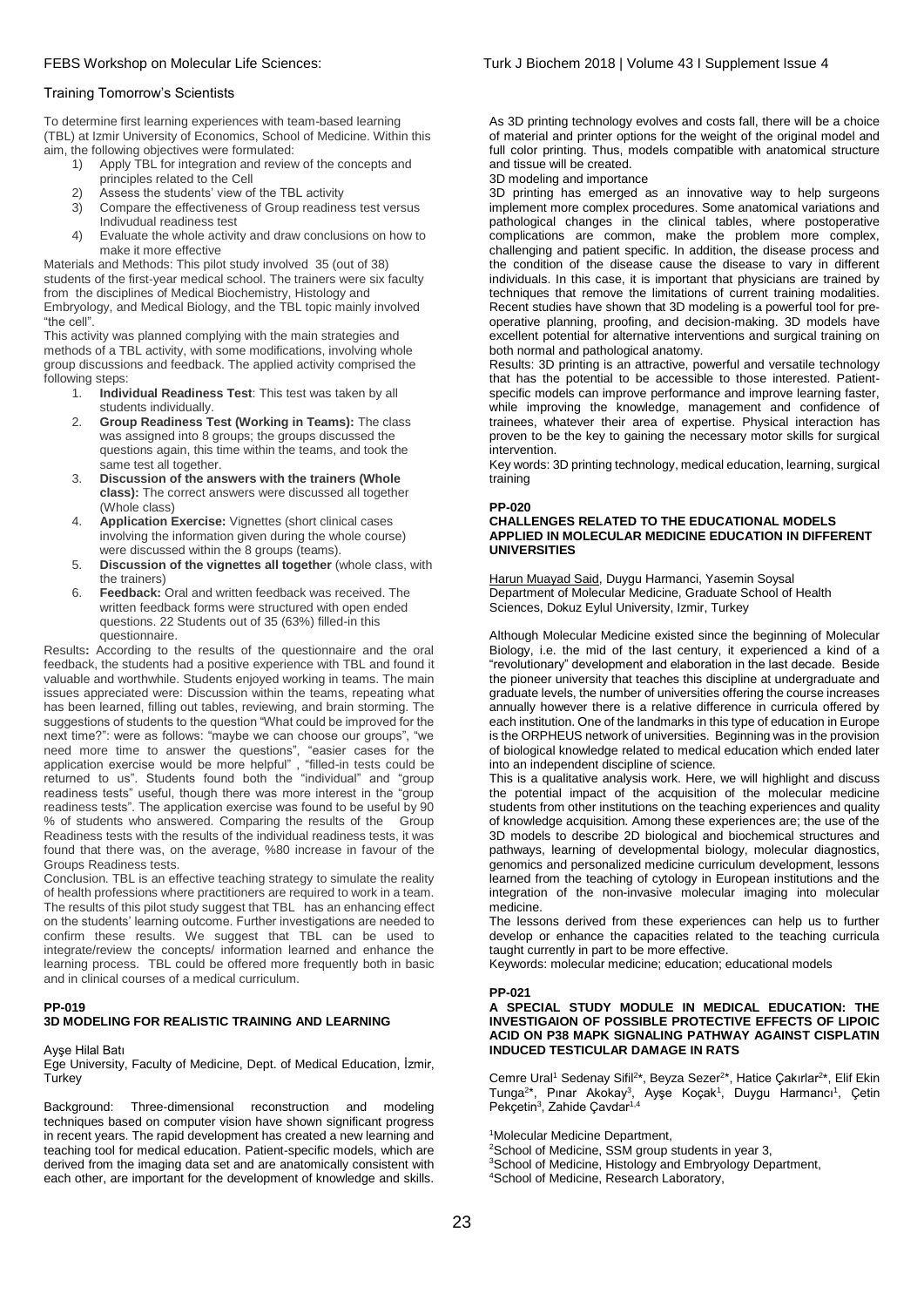## Training Tomorrow's Scientists

To determine first learning experiences with team-based learning (TBL) at Izmir University of Economics, School of Medicine. Within this aim, the following objectives were formulated:

1) Apply TBL for integration and review of the concepts and principles related to the Cell
2) Assess the students' view of the TBL activity
3) Compare the effectiveness of Group readiness test versus Indivudual readiness test
4) Evaluate the whole activity and draw conclusions on how to make it more effective

Materials and Methods: This pilot study involved 35 (out of 38) students of the first-year medical school. The trainers were six faculty from the disciplines of Medical Biochemistry, Histology and Embryology, and Medical Biology, and the TBL topic mainly involved "the cell".

This activity was planned complying with the main strategies and methods of a TBL activity, with some modifications, involving whole group discussions and feedback. The applied activity comprised the following steps:

1. **Individual Readiness Test**: This test was taken by all students individually.
2. **Group Readiness Test (Working in Teams):** The class was assigned into 8 groups; the groups discussed the questions again, this time within the teams, and took the same test all together.
3. **Discussion of the answers with the trainers (Whole class):** The correct answers were discussed all together (Whole class)
4. **Application Exercise:** Vignettes (short clinical cases involving the information given during the whole course) were discussed within the 8 groups (teams).
5. **Discussion of the vignettes all together** (whole class, with the trainers)
6. **Feedback:** Oral and written feedback was received. The written feedback forms were structured with open ended questions. 22 Students out of 35 (63%) filled-in this questionnaire.

Results**:** According to the results of the questionnaire and the oral feedback, the students had a positive experience with TBL and found it valuable and worthwhile. Students enjoyed working in teams. The main issues appreciated were: Discussion within the teams, repeating what has been learned, filling out tables, reviewing, and brain storming. The suggestions of students to the question "What could be improved for the next time?": were as follows: "maybe we can choose our groups", "we need more time to answer the questions", "easier cases for the application exercise would be more helpful" , "filled-in tests could be returned to us". Students found both the "individual" and "group readiness tests" useful, though there was more interest in the "group readiness tests". The application exercise was found to be useful by 90 % of students who answered. Comparing the results of the Group Readiness tests with the results of the individual readiness tests, it was found that there was, on the average, %80 increase in favour of the Groups Readiness tests.

Conclusion. TBL is an effective teaching strategy to simulate the reality of health professions where practitioners are required to work in a team. The results of this pilot study suggest that TBL has an enhancing effect on the students' learning outcome. Further investigations are needed to confirm these results. We suggest that TBL can be used to integrate/review the concepts/ information learned and enhance the learning process. TBL could be offered more frequently both in basic and in clinical courses of a medical curriculum.

### PP-019
### 3D MODELING FOR REALISTIC TRAINING AND LEARNING

Ayşe Hilal Batı
Ege University, Faculty of Medicine, Dept. of Medical Education, İzmir, Turkey

Background: Three-dimensional reconstruction and modeling techniques based on computer vision have shown significant progress in recent years. The rapid development has created a new learning and teaching tool for medical education. Patient-specific models, which are derived from the imaging data set and are anatomically consistent with each other, are important for the development of knowledge and skills. As 3D printing technology evolves and costs fall, there will be a choice of material and printer options for the weight of the original model and full color printing. Thus, models compatible with anatomical structure and tissue will be created.

3D modeling and importance

3D printing has emerged as an innovative way to help surgeons implement more complex procedures. Some anatomical variations and pathological changes in the clinical tables, where postoperative complications are common, make the problem more complex, challenging and patient specific. In addition, the disease process and the condition of the disease cause the disease to vary in different individuals. In this case, it is important that physicians are trained by techniques that remove the limitations of current training modalities. Recent studies have shown that 3D modeling is a powerful tool for pre-operative planning, proofing, and decision-making. 3D models have excellent potential for alternative interventions and surgical training on both normal and pathological anatomy.

Results: 3D printing is an attractive, powerful and versatile technology that has the potential to be accessible to those interested. Patient-specific models can improve performance and improve learning faster, while improving the knowledge, management and confidence of trainees, whatever their area of expertise. Physical interaction has proven to be the key to gaining the necessary motor skills for surgical intervention.

Key words: 3D printing technology, medical education, learning, surgical training

### PP-020
### CHALLENGES RELATED TO THE EDUCATIONAL MODELS APPLIED IN MOLECULAR MEDICINE EDUCATION IN DIFFERENT UNIVERSITIES

Harun Muayad Said, Duygu Harmanci, Yasemin Soysal
Department of Molecular Medicine, Graduate School of Health Sciences, Dokuz Eylul University, Izmir, Turkey

Although Molecular Medicine existed since the beginning of Molecular Biology, i.e. the mid of the last century, it experienced a kind of a "revolutionary" development and elaboration in the last decade. Beside the pioneer university that teaches this discipline at undergraduate and graduate levels, the number of universities offering the course increases annually however there is a relative difference in curricula offered by each institution. One of the landmarks in this type of education in Europe is the ORPHEUS network of universities. Beginning was in the provision of biological knowledge related to medical education which ended later into an independent discipline of science.

This is a qualitative analysis work. Here, we will highlight and discuss the potential impact of the acquisition of the molecular medicine students from other institutions on the teaching experiences and quality of knowledge acquisition. Among these experiences are; the use of the 3D models to describe 2D biological and biochemical structures and pathways, learning of developmental biology, molecular diagnostics, genomics and personalized medicine curriculum development, lessons learned from the teaching of cytology in European institutions and the integration of the non-invasive molecular imaging into molecular medicine.

The lessons derived from these experiences can help us to further develop or enhance the capacities related to the teaching curricula taught currently in part to be more effective.

Keywords: molecular medicine; education; educational models

### PP-021
### A SPECIAL STUDY MODULE IN MEDICAL EDUCATION: THE INVESTIGAION OF POSSIBLE PROTECTIVE EFFECTS OF LIPOIC ACID ON P38 MAPK SIGNALING PATHWAY AGAINST CISPLATIN INDUCED TESTICULAR DAMAGE IN RATS

Cemre Ural[1] Sedenay Sifil[2]*, Beyza Sezer[2]*, Hatice Çakırlar[2]*, Elif Ekin Tunga[2]*, Pınar Akokay[3], Ayşe Koçak[1], Duygu Harmancı[1], Çetin Pekçetin[3], Zahide Çavdar[1,4]

[1]Molecular Medicine Department,
[2]School of Medicine, SSM group students in year 3,
[3]School of Medicine, Histology and Embryology Department,
[4]School of Medicine, Research Laboratory,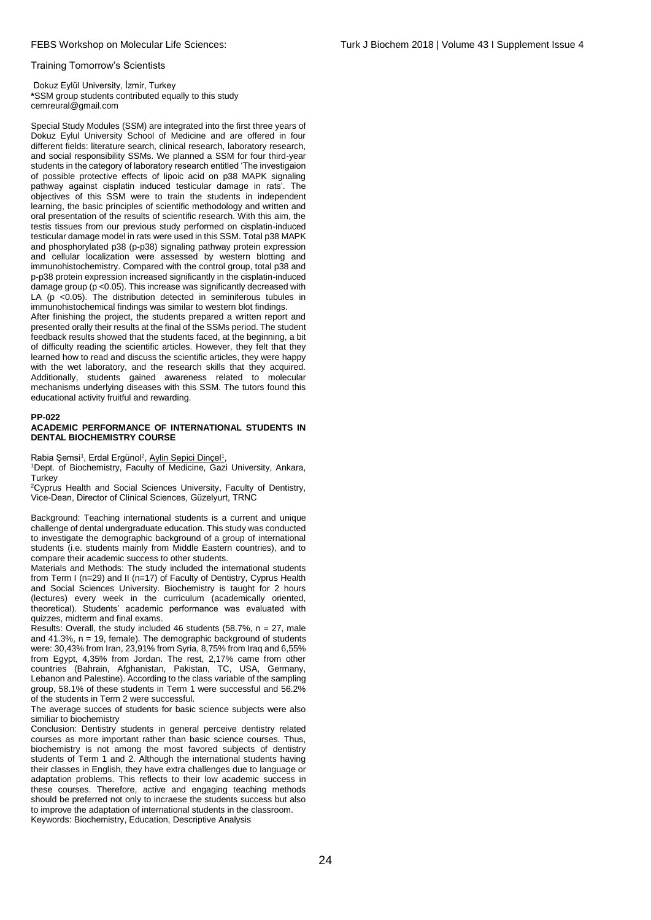Dokuz Eylül University, İzmir, Turkey
**\***SSM group students contributed equally to this study
cemreural@gmail.com

Special Study Modules (SSM) are integrated into the first three years of Dokuz Eylul University School of Medicine and are offered in four different fields: literature search, clinical research, laboratory research, and social responsibility SSMs. We planned a SSM for four third-year students in the category of laboratory research entitled 'The investigaion of possible protective effects of lipoic acid on p38 MAPK signaling pathway against cisplatin induced testicular damage in rats'. The objectives of this SSM were to train the students in independent learning, the basic principles of scientific methodology and written and oral presentation of the results of scientific research. With this aim, the testis tissues from our previous study performed on cisplatin-induced testicular damage model in rats were used in this SSM. Total p38 MAPK and phosphorylated p38 (p-p38) signaling pathway protein expression and cellular localization were assessed by western blotting and immunohistochemistry. Compared with the control group, total p38 and p-p38 protein expression increased significantly in the cisplatin-induced damage group ($p < 0.05$). This increase was significantly decreased with LA ($p < 0.05$). The distribution detected in seminiferous tubules in immunohistochemical findings was similar to western blot findings.

After finishing the project, the students prepared a written report and presented orally their results at the final of the SSMs period. The student feedback results showed that the students faced, at the beginning, a bit of difficulty reading the scientific articles. However, they felt that they learned how to read and discuss the scientific articles, they were happy with the wet laboratory, and the research skills that they acquired. Additionally, students gained awareness related to molecular mechanisms underlying diseases with this SSM. The tutors found this educational activity fruitful and rewarding.

**PP-022**

### ACADEMIC PERFORMANCE OF INTERNATIONAL STUDENTS IN DENTAL BIOCHEMISTRY COURSE

Rabia Şemsi[1], Erdal Ergünol[2], Aylin Sepici Dinçel[1],

[1]Dept. of Biochemistry, Faculty of Medicine, Gazi University, Ankara, Turkey

[2]Cyprus Health and Social Sciences University, Faculty of Dentistry, Vice-Dean, Director of Clinical Sciences, Güzelyurt, TRNC

Background: Teaching international students is a current and unique challenge of dental undergraduate education. This study was conducted to investigate the demographic background of a group of international students (i.e. students mainly from Middle Eastern countries), and to compare their academic success to other students.

Materials and Methods: The study included the international students from Term I (n=29) and II (n=17) of Faculty of Dentistry, Cyprus Health and Social Sciences University. Biochemistry is taught for 2 hours (lectures) every week in the curriculum (academically oriented, theoretical). Students' academic performance was evaluated with quizzes, midterm and final exams.

Results: Overall, the study included 46 students (58.7%, n = 27, male and 41.3%, n = 19, female). The demographic background of students were: 30,43% from Iran, 23,91% from Syria, 8,75% from Iraq and 6,55% from Egypt, 4,35% from Jordan. The rest, 2,17% came from other countries (Bahrain, Afghanistan, Pakistan, TC, USA, Germany, Lebanon and Palestine). According to the class variable of the sampling group, 58.1% of these students in Term 1 were successful and 56.2% of the students in Term 2 were successful.

The average succes of students for basic science subjects were also similiar to biochemistry

Conclusion: Dentistry students in general perceive dentistry related courses as more important rather than basic science courses. Thus, biochemistry is not among the most favored subjects of dentistry students of Term 1 and 2. Although the international students having their classes in English, they have extra challenges due to language or adaptation problems. This reflects to their low academic success in these courses. Therefore, active and engaging teaching methods should be preferred not only to incraese the students success but also to improve the adaptation of international students in the classroom.

Keywords: Biochemistry, Education, Descriptive Analysis